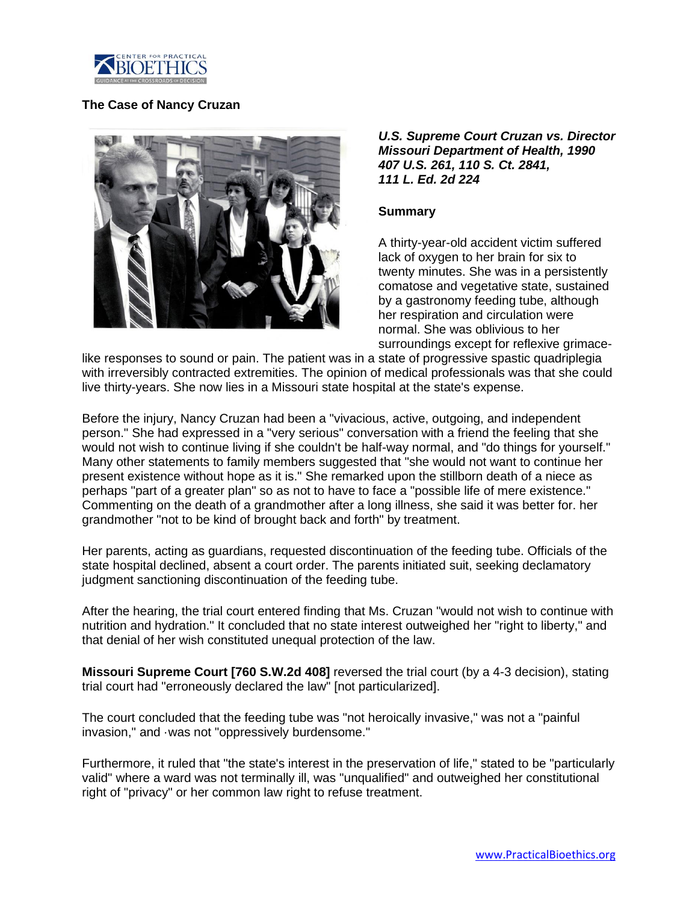CENTER FOR PRACTICAL BIOETHICS
GUIDANCE AT THE CROSSROADS OF DECISION

**The Case of Nancy Cruzan**

***U.S. Supreme Court Cruzan vs. Director Missouri Department of Health, 1990 407 U.S. 261, 110 S. Ct. 2841, 111 L. Ed. 2d 224***

**Summary**

A thirty-year-old accident victim suffered lack of oxygen to her brain for six to twenty minutes. She was in a persistently comatose and vegetative state, sustained by a gastronomy feeding tube, although her respiration and circulation were normal. She was oblivious to her surroundings except for reflexive grimace-like responses to sound or pain. The patient was in a state of progressive spastic quadriplegia with irreversibly contracted extremities. The opinion of medical professionals was that she could live thirty-years. She now lies in a Missouri state hospital at the state's expense.

Before the injury, Nancy Cruzan had been a "vivacious, active, outgoing, and independent person." She had expressed in a "very serious" conversation with a friend the feeling that she would not wish to continue living if she couldn't be half-way normal, and "do things for yourself." Many other statements to family members suggested that "she would not want to continue her present existence without hope as it is." She remarked upon the stillborn death of a niece as perhaps "part of a greater plan" so as not to have to face a "possible life of mere existence." Commenting on the death of a grandmother after a long illness, she said it was better for. her grandmother "not to be kind of brought back and forth" by treatment.

Her parents, acting as guardians, requested discontinuation of the feeding tube. Officials of the state hospital declined, absent a court order. The parents initiated suit, seeking declamatory judgment sanctioning discontinuation of the feeding tube.

After the hearing, the trial court entered finding that Ms. Cruzan "would not wish to continue with nutrition and hydration." It concluded that no state interest outweighed her "right to liberty," and that denial of her wish constituted unequal protection of the law.

**Missouri Supreme Court [760 S.W.2d 408]** reversed the trial court (by a 4-3 decision), stating trial court had "erroneously declared the law" [not particularized].

The court concluded that the feeding tube was "not heroically invasive," was not a "painful invasion," and ·was not "oppressively burdensome."

Furthermore, it ruled that "the state's interest in the preservation of life," stated to be "particularly valid" where a ward was not terminally ill, was "unqualified" and outweighed her constitutional right of "privacy" or her common law right to refuse treatment.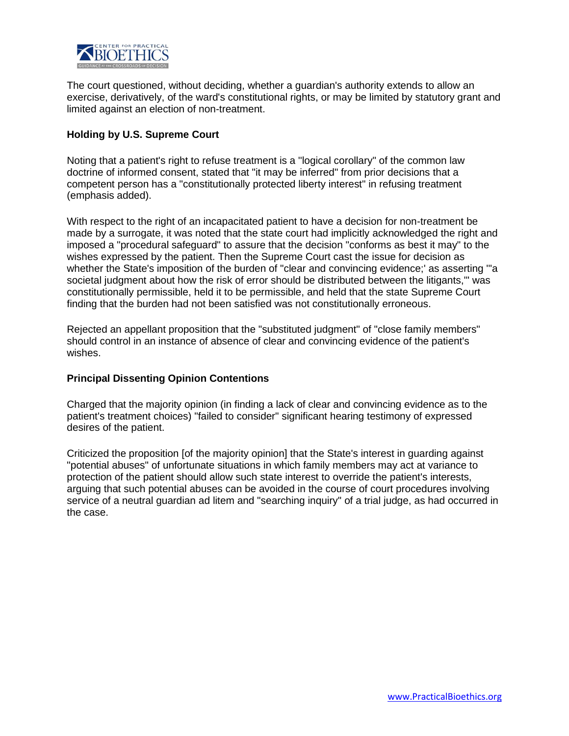The court questioned, without deciding, whether a guardian's authority extends to allow an exercise, derivatively, of the ward's constitutional rights, or may be limited by statutory grant and limited against an election of non-treatment.

**Holding by U.S. Supreme Court**

Noting that a patient's right to refuse treatment is a "logical corollary" of the common law doctrine of informed consent, stated that "it may be inferred" from prior decisions that a competent person has a "constitutionally protected liberty interest" in refusing treatment (emphasis added).

With respect to the right of an incapacitated patient to have a decision for non-treatment be made by a surrogate, it was noted that the state court had implicitly acknowledged the right and imposed a "procedural safeguard" to assure that the decision "conforms as best it may" to the wishes expressed by the patient. Then the Supreme Court cast the issue for decision as whether the State's imposition of the burden of "clear and convincing evidence;' as asserting '"a societal judgment about how the risk of error should be distributed between the litigants,"' was constitutionally permissible, held it to be permissible, and held that the state Supreme Court finding that the burden had not been satisfied was not constitutionally erroneous.

Rejected an appellant proposition that the "substituted judgment" of "close family members" should control in an instance of absence of clear and convincing evidence of the patient's wishes.

**Principal Dissenting Opinion Contentions**

Charged that the majority opinion (in finding a lack of clear and convincing evidence as to the patient's treatment choices) "failed to consider" significant hearing testimony of expressed desires of the patient.

Criticized the proposition [of the majority opinion] that the State's interest in guarding against "potential abuses" of unfortunate situations in which family members may act at variance to protection of the patient should allow such state interest to override the patient's interests, arguing that such potential abuses can be avoided in the course of court procedures involving service of a neutral guardian ad litem and "searching inquiry" of a trial judge, as had occurred in the case.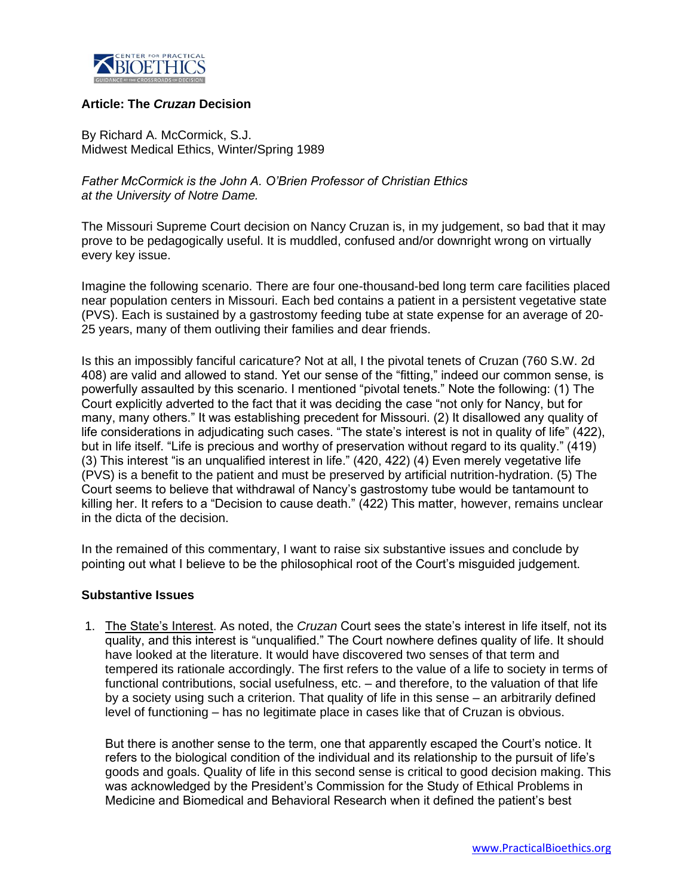## Article: The *Cruzan* Decision

By Richard A. McCormick, S.J.
Midwest Medical Ethics, Winter/Spring 1989

*Father McCormick is the John A. O'Brien Professor of Christian Ethics at the University of Notre Dame.*

The Missouri Supreme Court decision on Nancy Cruzan is, in my judgement, so bad that it may prove to be pedagogically useful. It is muddled, confused and/or downright wrong on virtually every key issue.

Imagine the following scenario. There are four one-thousand-bed long term care facilities placed near population centers in Missouri. Each bed contains a patient in a persistent vegetative state (PVS). Each is sustained by a gastrostomy feeding tube at state expense for an average of 20-25 years, many of them outliving their families and dear friends.

Is this an impossibly fanciful caricature? Not at all, I the pivotal tenets of Cruzan (760 S.W. 2d 408) are valid and allowed to stand. Yet our sense of the "fitting," indeed our common sense, is powerfully assaulted by this scenario. I mentioned "pivotal tenets." Note the following: (1) The Court explicitly adverted to the fact that it was deciding the case "not only for Nancy, but for many, many others." It was establishing precedent for Missouri. (2) It disallowed any quality of life considerations in adjudicating such cases. "The state's interest is not in quality of life" (422), but in life itself. "Life is precious and worthy of preservation without regard to its quality." (419) (3) This interest "is an unqualified interest in life." (420, 422) (4) Even merely vegetative life (PVS) is a benefit to the patient and must be preserved by artificial nutrition-hydration. (5) The Court seems to believe that withdrawal of Nancy's gastrostomy tube would be tantamount to killing her. It refers to a "Decision to cause death." (422) This matter, however, remains unclear in the dicta of the decision.

In the remained of this commentary, I want to raise six substantive issues and conclude by pointing out what I believe to be the philosophical root of the Court's misguided judgement.

### Substantive Issues

1. The State's Interest. As noted, the *Cruzan* Court sees the state's interest in life itself, not its quality, and this interest is "unqualified." The Court nowhere defines quality of life. It should have looked at the literature. It would have discovered two senses of that term and tempered its rationale accordingly. The first refers to the value of a life to society in terms of functional contributions, social usefulness, etc. – and therefore, to the valuation of that life by a society using such a criterion. That quality of life in this sense – an arbitrarily defined level of functioning – has no legitimate place in cases like that of Cruzan is obvious.

   But there is another sense to the term, one that apparently escaped the Court's notice. It refers to the biological condition of the individual and its relationship to the pursuit of life's goods and goals. Quality of life in this second sense is critical to good decision making. This was acknowledged by the President's Commission for the Study of Ethical Problems in Medicine and Biomedical and Behavioral Research when it defined the patient's best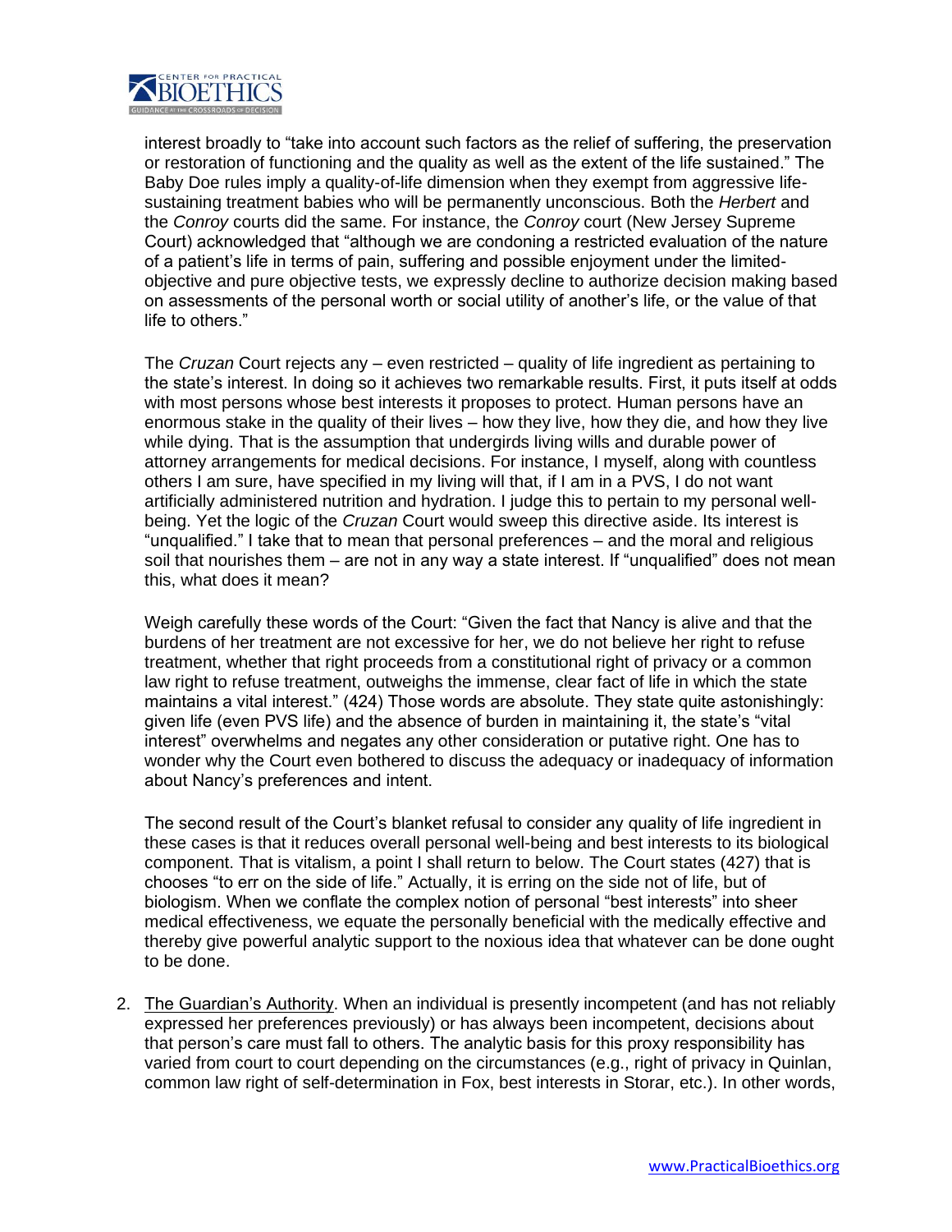interest broadly to "take into account such factors as the relief of suffering, the preservation or restoration of functioning and the quality as well as the extent of the life sustained." The Baby Doe rules imply a quality-of-life dimension when they exempt from aggressive life-sustaining treatment babies who will be permanently unconscious. Both the *Herbert* and the *Conroy* courts did the same. For instance, the *Conroy* court (New Jersey Supreme Court) acknowledged that "although we are condoning a restricted evaluation of the nature of a patient's life in terms of pain, suffering and possible enjoyment under the limited-objective and pure objective tests, we expressly decline to authorize decision making based on assessments of the personal worth or social utility of another's life, or the value of that life to others."

The *Cruzan* Court rejects any – even restricted – quality of life ingredient as pertaining to the state's interest. In doing so it achieves two remarkable results. First, it puts itself at odds with most persons whose best interests it proposes to protect. Human persons have an enormous stake in the quality of their lives – how they live, how they die, and how they live while dying. That is the assumption that undergirds living wills and durable power of attorney arrangements for medical decisions. For instance, I myself, along with countless others I am sure, have specified in my living will that, if I am in a PVS, I do not want artificially administered nutrition and hydration. I judge this to pertain to my personal well-being. Yet the logic of the *Cruzan* Court would sweep this directive aside. Its interest is "unqualified." I take that to mean that personal preferences – and the moral and religious soil that nourishes them – are not in any way a state interest. If "unqualified" does not mean this, what does it mean?

Weigh carefully these words of the Court: "Given the fact that Nancy is alive and that the burdens of her treatment are not excessive for her, we do not believe her right to refuse treatment, whether that right proceeds from a constitutional right of privacy or a common law right to refuse treatment, outweighs the immense, clear fact of life in which the state maintains a vital interest." (424) Those words are absolute. They state quite astonishingly: given life (even PVS life) and the absence of burden in maintaining it, the state's "vital interest" overwhelms and negates any other consideration or putative right. One has to wonder why the Court even bothered to discuss the adequacy or inadequacy of information about Nancy's preferences and intent.

The second result of the Court's blanket refusal to consider any quality of life ingredient in these cases is that it reduces overall personal well-being and best interests to its biological component. That is vitalism, a point I shall return to below. The Court states (427) that is chooses "to err on the side of life." Actually, it is erring on the side not of life, but of biologism. When we conflate the complex notion of personal "best interests" into sheer medical effectiveness, we equate the personally beneficial with the medically effective and thereby give powerful analytic support to the noxious idea that whatever can be done ought to be done.

2. The Guardian's Authority. When an individual is presently incompetent (and has not reliably expressed her preferences previously) or has always been incompetent, decisions about that person's care must fall to others. The analytic basis for this proxy responsibility has varied from court to court depending on the circumstances (e.g., right of privacy in Quinlan, common law right of self-determination in Fox, best interests in Storar, etc.). In other words,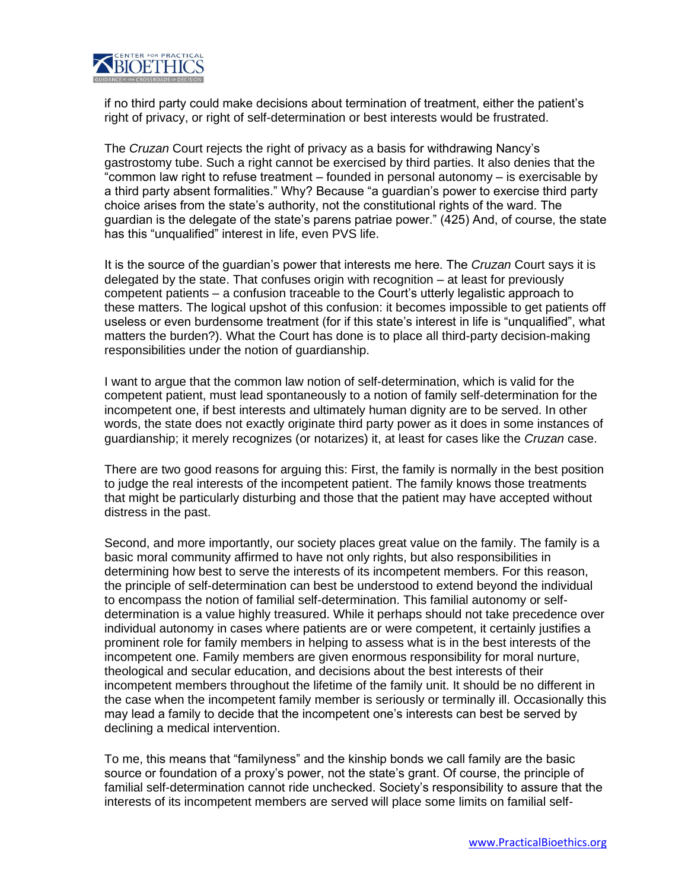if no third party could make decisions about termination of treatment, either the patient's right of privacy, or right of self-determination or best interests would be frustrated.

The *Cruzan* Court rejects the right of privacy as a basis for withdrawing Nancy's gastrostomy tube. Such a right cannot be exercised by third parties. It also denies that the "common law right to refuse treatment – founded in personal autonomy – is exercisable by a third party absent formalities." Why? Because "a guardian's power to exercise third party choice arises from the state's authority, not the constitutional rights of the ward. The guardian is the delegate of the state's parens patriae power." (425) And, of course, the state has this "unqualified" interest in life, even PVS life.

It is the source of the guardian's power that interests me here. The *Cruzan* Court says it is delegated by the state. That confuses origin with recognition – at least for previously competent patients – a confusion traceable to the Court's utterly legalistic approach to these matters. The logical upshot of this confusion: it becomes impossible to get patients off useless or even burdensome treatment (for if this state's interest in life is "unqualified", what matters the burden?). What the Court has done is to place all third-party decision-making responsibilities under the notion of guardianship.

I want to argue that the common law notion of self-determination, which is valid for the competent patient, must lead spontaneously to a notion of family self-determination for the incompetent one, if best interests and ultimately human dignity are to be served. In other words, the state does not exactly originate third party power as it does in some instances of guardianship; it merely recognizes (or notarizes) it, at least for cases like the *Cruzan* case.

There are two good reasons for arguing this: First, the family is normally in the best position to judge the real interests of the incompetent patient. The family knows those treatments that might be particularly disturbing and those that the patient may have accepted without distress in the past.

Second, and more importantly, our society places great value on the family. The family is a basic moral community affirmed to have not only rights, but also responsibilities in determining how best to serve the interests of its incompetent members. For this reason, the principle of self-determination can best be understood to extend beyond the individual to encompass the notion of familial self-determination. This familial autonomy or self-determination is a value highly treasured. While it perhaps should not take precedence over individual autonomy in cases where patients are or were competent, it certainly justifies a prominent role for family members in helping to assess what is in the best interests of the incompetent one. Family members are given enormous responsibility for moral nurture, theological and secular education, and decisions about the best interests of their incompetent members throughout the lifetime of the family unit. It should be no different in the case when the incompetent family member is seriously or terminally ill. Occasionally this may lead a family to decide that the incompetent one's interests can best be served by declining a medical intervention.

To me, this means that "familyness" and the kinship bonds we call family are the basic source or foundation of a proxy's power, not the state's grant. Of course, the principle of familial self-determination cannot ride unchecked. Society's responsibility to assure that the interests of its incompetent members are served will place some limits on familial self-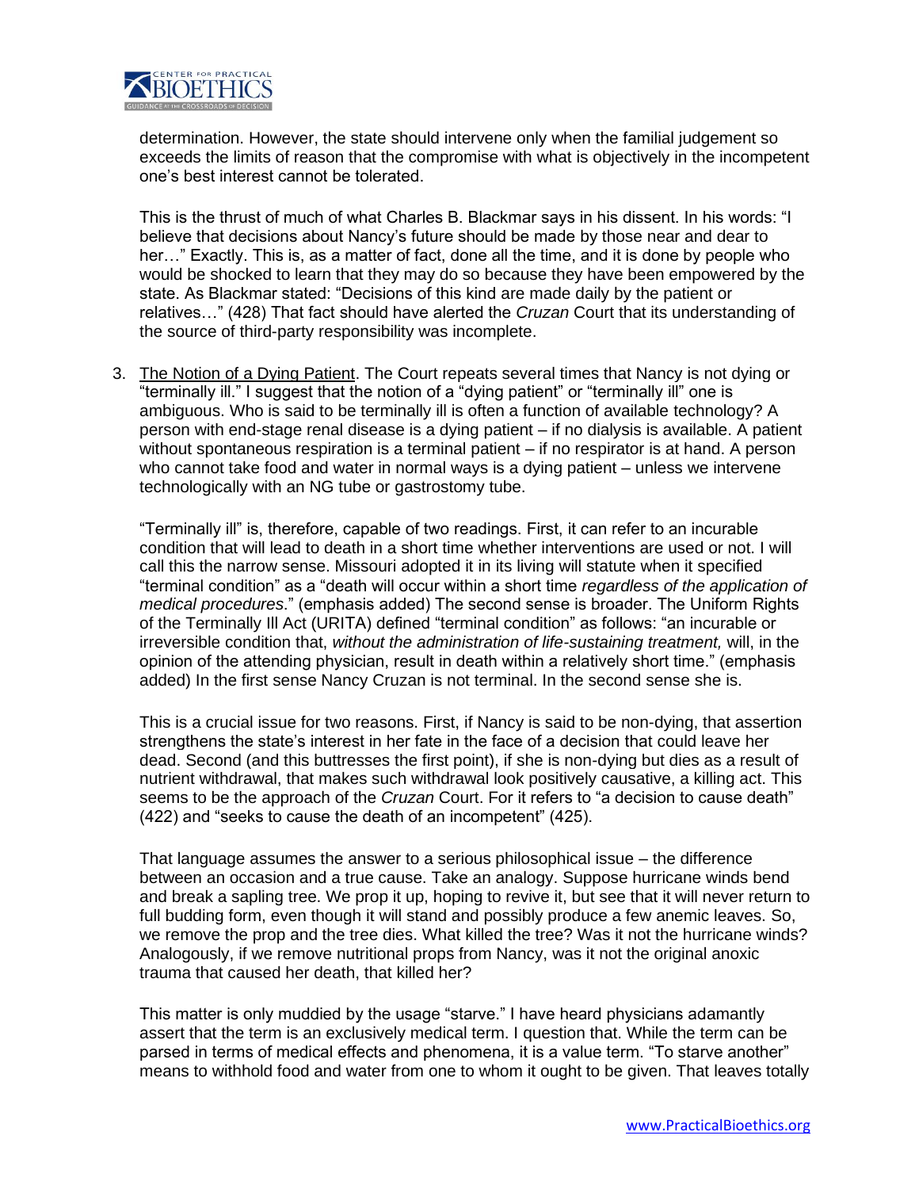determination. However, the state should intervene only when the familial judgement so exceeds the limits of reason that the compromise with what is objectively in the incompetent one's best interest cannot be tolerated.

This is the thrust of much of what Charles B. Blackmar says in his dissent. In his words: "I believe that decisions about Nancy's future should be made by those near and dear to her…" Exactly. This is, as a matter of fact, done all the time, and it is done by people who would be shocked to learn that they may do so because they have been empowered by the state. As Blackmar stated: "Decisions of this kind are made daily by the patient or relatives…" (428) That fact should have alerted the *Cruzan* Court that its understanding of the source of third-party responsibility was incomplete.

3. <u>The Notion of a Dying Patient</u>. The Court repeats several times that Nancy is not dying or "terminally ill." I suggest that the notion of a "dying patient" or "terminally ill" one is ambiguous. Who is said to be terminally ill is often a function of available technology? A person with end-stage renal disease is a dying patient – if no dialysis is available. A patient without spontaneous respiration is a terminal patient – if no respirator is at hand. A person who cannot take food and water in normal ways is a dying patient – unless we intervene technologically with an NG tube or gastrostomy tube.

   "Terminally ill" is, therefore, capable of two readings. First, it can refer to an incurable condition that will lead to death in a short time whether interventions are used or not. I will call this the narrow sense. Missouri adopted it in its living will statute when it specified "terminal condition" as a "death will occur within a short time *regardless of the application of medical procedures*." (emphasis added) The second sense is broader. The Uniform Rights of the Terminally Ill Act (URITA) defined "terminal condition" as follows: "an incurable or irreversible condition that, *without the administration of life-sustaining treatment,* will, in the opinion of the attending physician, result in death within a relatively short time." (emphasis added) In the first sense Nancy Cruzan is not terminal. In the second sense she is.

   This is a crucial issue for two reasons. First, if Nancy is said to be non-dying, that assertion strengthens the state's interest in her fate in the face of a decision that could leave her dead. Second (and this buttresses the first point), if she is non-dying but dies as a result of nutrient withdrawal, that makes such withdrawal look positively causative, a killing act. This seems to be the approach of the *Cruzan* Court. For it refers to "a decision to cause death" (422) and "seeks to cause the death of an incompetent" (425).

   That language assumes the answer to a serious philosophical issue – the difference between an occasion and a true cause. Take an analogy. Suppose hurricane winds bend and break a sapling tree. We prop it up, hoping to revive it, but see that it will never return to full budding form, even though it will stand and possibly produce a few anemic leaves. So, we remove the prop and the tree dies. What killed the tree? Was it not the hurricane winds? Analogously, if we remove nutritional props from Nancy, was it not the original anoxic trauma that caused her death, that killed her?

   This matter is only muddied by the usage "starve." I have heard physicians adamantly assert that the term is an exclusively medical term. I question that. While the term can be parsed in terms of medical effects and phenomena, it is a value term. "To starve another" means to withhold food and water from one to whom it ought to be given. That leaves totally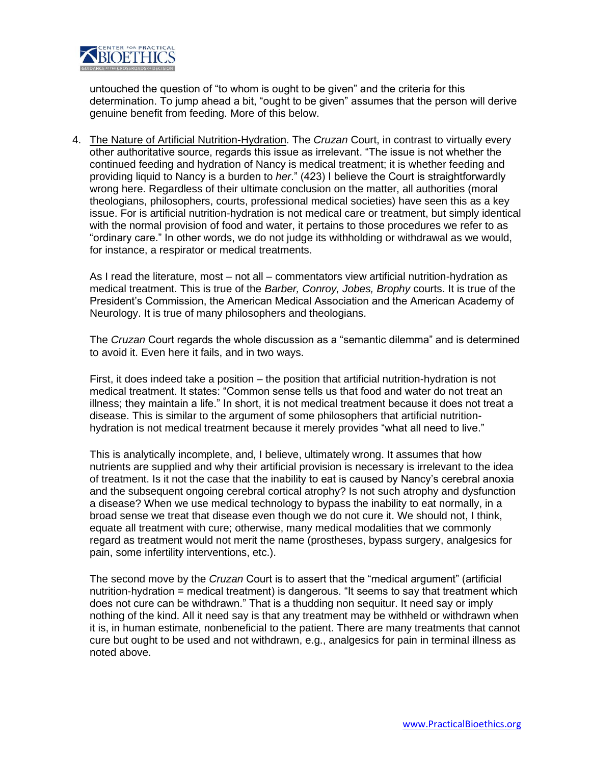untouched the question of "to whom is ought to be given" and the criteria for this determination. To jump ahead a bit, "ought to be given" assumes that the person will derive genuine benefit from feeding. More of this below.

4. The Nature of Artificial Nutrition-Hydration. The *Cruzan* Court, in contrast to virtually every other authoritative source, regards this issue as irrelevant. "The issue is not whether the continued feeding and hydration of Nancy is medical treatment; it is whether feeding and providing liquid to Nancy is a burden to *her*." (423) I believe the Court is straightforwardly wrong here. Regardless of their ultimate conclusion on the matter, all authorities (moral theologians, philosophers, courts, professional medical societies) have seen this as a key issue. For is artificial nutrition-hydration is not medical care or treatment, but simply identical with the normal provision of food and water, it pertains to those procedures we refer to as "ordinary care." In other words, we do not judge its withholding or withdrawal as we would, for instance, a respirator or medical treatments.

   As I read the literature, most – not all – commentators view artificial nutrition-hydration as medical treatment. This is true of the *Barber, Conroy, Jobes, Brophy* courts. It is true of the President's Commission, the American Medical Association and the American Academy of Neurology. It is true of many philosophers and theologians.

   The *Cruzan* Court regards the whole discussion as a "semantic dilemma" and is determined to avoid it. Even here it fails, and in two ways.

   First, it does indeed take a position – the position that artificial nutrition-hydration is not medical treatment. It states: "Common sense tells us that food and water do not treat an illness; they maintain a life." In short, it is not medical treatment because it does not treat a disease. This is similar to the argument of some philosophers that artificial nutrition-hydration is not medical treatment because it merely provides "what all need to live."

   This is analytically incomplete, and, I believe, ultimately wrong. It assumes that how nutrients are supplied and why their artificial provision is necessary is irrelevant to the idea of treatment. Is it not the case that the inability to eat is caused by Nancy's cerebral anoxia and the subsequent ongoing cerebral cortical atrophy? Is not such atrophy and dysfunction a disease? When we use medical technology to bypass the inability to eat normally, in a broad sense we treat that disease even though we do not cure it. We should not, I think, equate all treatment with cure; otherwise, many medical modalities that we commonly regard as treatment would not merit the name (prostheses, bypass surgery, analgesics for pain, some infertility interventions, etc.).

   The second move by the *Cruzan* Court is to assert that the "medical argument" (artificial nutrition-hydration = medical treatment) is dangerous. "It seems to say that treatment which does not cure can be withdrawn." That is a thudding non sequitur. It need say or imply nothing of the kind. All it need say is that any treatment may be withheld or withdrawn when it is, in human estimate, nonbeneficial to the patient. There are many treatments that cannot cure but ought to be used and not withdrawn, e.g., analgesics for pain in terminal illness as noted above.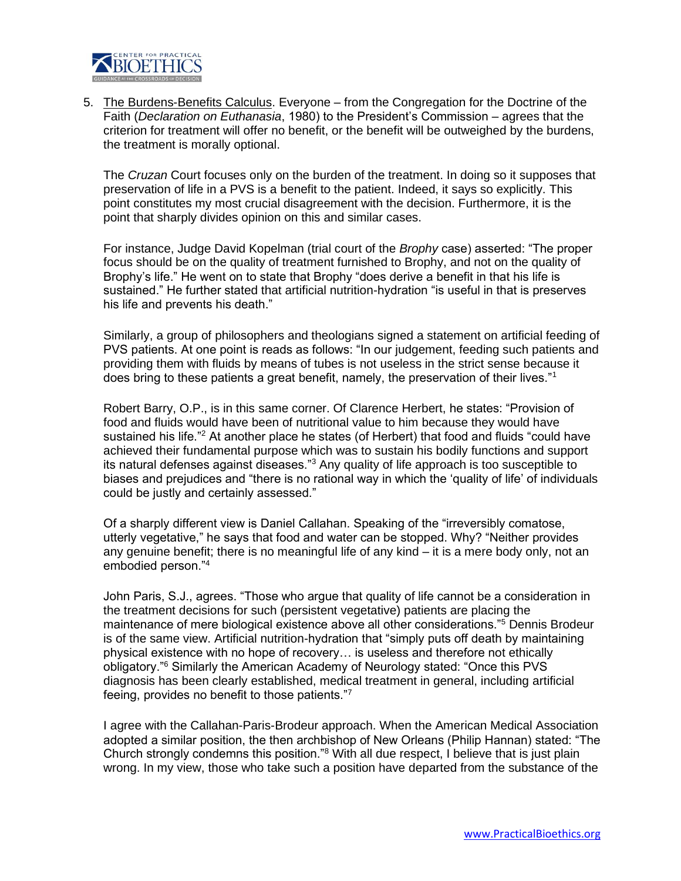5. <u>The Burdens-Benefits Calculus</u>. Everyone – from the Congregation for the Doctrine of the Faith (*Declaration on Euthanasia*, 1980) to the President's Commission – agrees that the criterion for treatment will offer no benefit, or the benefit will be outweighed by the burdens, the treatment is morally optional.

   The *Cruzan* Court focuses only on the burden of the treatment. In doing so it supposes that preservation of life in a PVS is a benefit to the patient. Indeed, it says so explicitly. This point constitutes my most crucial disagreement with the decision. Furthermore, it is the point that sharply divides opinion on this and similar cases.

   For instance, Judge David Kopelman (trial court of the *Brophy* case) asserted: "The proper focus should be on the quality of treatment furnished to Brophy, and not on the quality of Brophy's life." He went on to state that Brophy "does derive a benefit in that his life is sustained." He further stated that artificial nutrition-hydration "is useful in that is preserves his life and prevents his death."

   Similarly, a group of philosophers and theologians signed a statement on artificial feeding of PVS patients. At one point is reads as follows: "In our judgement, feeding such patients and providing them with fluids by means of tubes is not useless in the strict sense because it does bring to these patients a great benefit, namely, the preservation of their lives."[1]

   Robert Barry, O.P., is in this same corner. Of Clarence Herbert, he states: "Provision of food and fluids would have been of nutritional value to him because they would have sustained his life."[2] At another place he states (of Herbert) that food and fluids "could have achieved their fundamental purpose which was to sustain his bodily functions and support its natural defenses against diseases."[3] Any quality of life approach is too susceptible to biases and prejudices and "there is no rational way in which the 'quality of life' of individuals could be justly and certainly assessed."

   Of a sharply different view is Daniel Callahan. Speaking of the "irreversibly comatose, utterly vegetative," he says that food and water can be stopped. Why? "Neither provides any genuine benefit; there is no meaningful life of any kind – it is a mere body only, not an embodied person."[4]

   John Paris, S.J., agrees. "Those who argue that quality of life cannot be a consideration in the treatment decisions for such (persistent vegetative) patients are placing the maintenance of mere biological existence above all other considerations."[5] Dennis Brodeur is of the same view. Artificial nutrition-hydration that "simply puts off death by maintaining physical existence with no hope of recovery… is useless and therefore not ethically obligatory."[6] Similarly the American Academy of Neurology stated: "Once this PVS diagnosis has been clearly established, medical treatment in general, including artificial feeing, provides no benefit to those patients."[7]

   I agree with the Callahan-Paris-Brodeur approach. When the American Medical Association adopted a similar position, the then archbishop of New Orleans (Philip Hannan) stated: "The Church strongly condemns this position."[8] With all due respect, I believe that is just plain wrong. In my view, those who take such a position have departed from the substance of the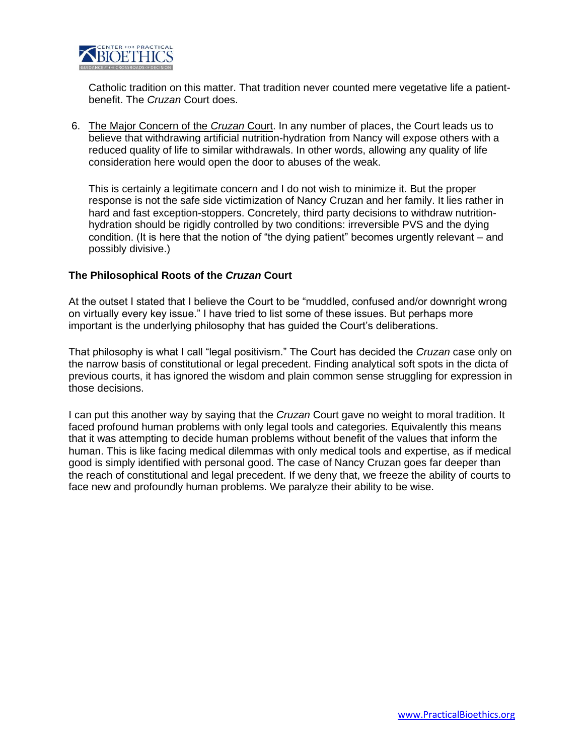Catholic tradition on this matter. That tradition never counted mere vegetative life a patient-benefit. The *Cruzan* Court does.

6. The Major Concern of the *Cruzan* Court. In any number of places, the Court leads us to believe that withdrawing artificial nutrition-hydration from Nancy will expose others with a reduced quality of life to similar withdrawals. In other words, allowing any quality of life consideration here would open the door to abuses of the weak.

   This is certainly a legitimate concern and I do not wish to minimize it. But the proper response is not the safe side victimization of Nancy Cruzan and her family. It lies rather in hard and fast exception-stoppers. Concretely, third party decisions to withdraw nutrition-hydration should be rigidly controlled by two conditions: irreversible PVS and the dying condition. (It is here that the notion of "the dying patient" becomes urgently relevant – and possibly divisive.)

### The Philosophical Roots of the *Cruzan* Court

At the outset I stated that I believe the Court to be "muddled, confused and/or downright wrong on virtually every key issue." I have tried to list some of these issues. But perhaps more important is the underlying philosophy that has guided the Court's deliberations.

That philosophy is what I call "legal positivism." The Court has decided the *Cruzan* case only on the narrow basis of constitutional or legal precedent. Finding analytical soft spots in the dicta of previous courts, it has ignored the wisdom and plain common sense struggling for expression in those decisions.

I can put this another way by saying that the *Cruzan* Court gave no weight to moral tradition. It faced profound human problems with only legal tools and categories. Equivalently this means that it was attempting to decide human problems without benefit of the values that inform the human. This is like facing medical dilemmas with only medical tools and expertise, as if medical good is simply identified with personal good. The case of Nancy Cruzan goes far deeper than the reach of constitutional and legal precedent. If we deny that, we freeze the ability of courts to face new and profoundly human problems. We paralyze their ability to be wise.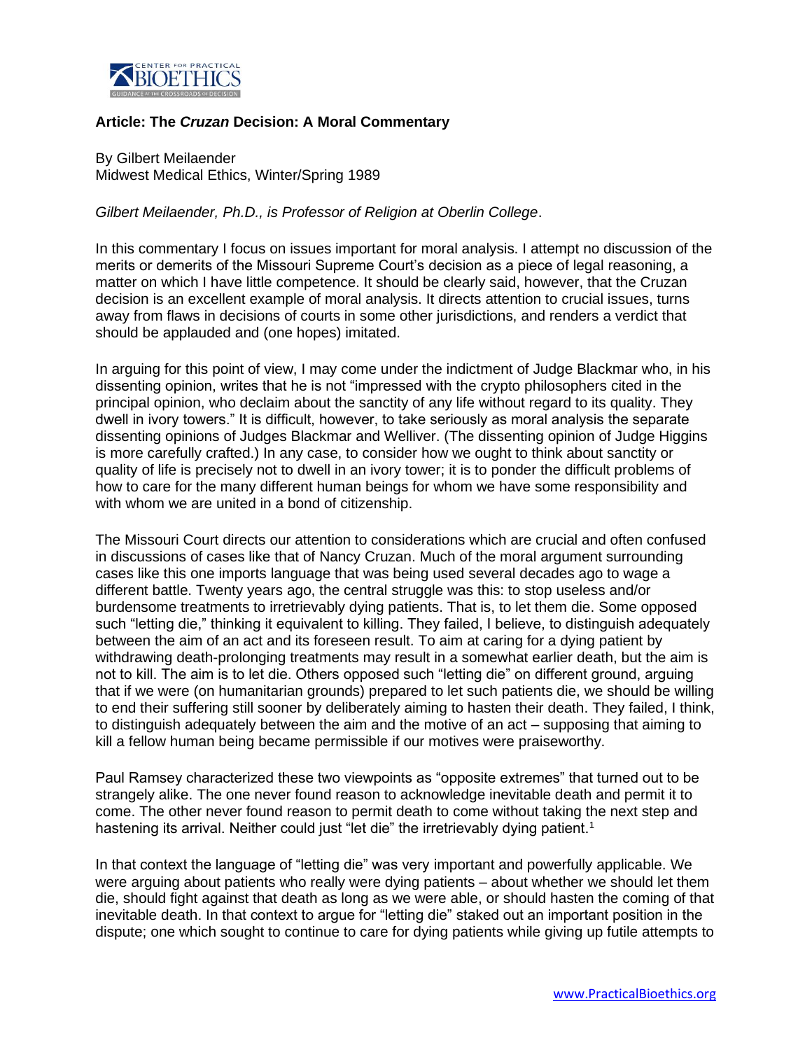**Article: The *Cruzan* Decision: A Moral Commentary**

By Gilbert Meilaender
Midwest Medical Ethics, Winter/Spring 1989

*Gilbert Meilaender, Ph.D., is Professor of Religion at Oberlin College*.

In this commentary I focus on issues important for moral analysis. I attempt no discussion of the merits or demerits of the Missouri Supreme Court's decision as a piece of legal reasoning, a matter on which I have little competence. It should be clearly said, however, that the Cruzan decision is an excellent example of moral analysis. It directs attention to crucial issues, turns away from flaws in decisions of courts in some other jurisdictions, and renders a verdict that should be applauded and (one hopes) imitated.

In arguing for this point of view, I may come under the indictment of Judge Blackmar who, in his dissenting opinion, writes that he is not "impressed with the crypto philosophers cited in the principal opinion, who declaim about the sanctity of any life without regard to its quality. They dwell in ivory towers." It is difficult, however, to take seriously as moral analysis the separate dissenting opinions of Judges Blackmar and Welliver. (The dissenting opinion of Judge Higgins is more carefully crafted.) In any case, to consider how we ought to think about sanctity or quality of life is precisely not to dwell in an ivory tower; it is to ponder the difficult problems of how to care for the many different human beings for whom we have some responsibility and with whom we are united in a bond of citizenship.

The Missouri Court directs our attention to considerations which are crucial and often confused in discussions of cases like that of Nancy Cruzan. Much of the moral argument surrounding cases like this one imports language that was being used several decades ago to wage a different battle. Twenty years ago, the central struggle was this: to stop useless and/or burdensome treatments to irretrievably dying patients. That is, to let them die. Some opposed such "letting die," thinking it equivalent to killing. They failed, I believe, to distinguish adequately between the aim of an act and its foreseen result. To aim at caring for a dying patient by withdrawing death-prolonging treatments may result in a somewhat earlier death, but the aim is not to kill. The aim is to let die. Others opposed such "letting die" on different ground, arguing that if we were (on humanitarian grounds) prepared to let such patients die, we should be willing to end their suffering still sooner by deliberately aiming to hasten their death. They failed, I think, to distinguish adequately between the aim and the motive of an act – supposing that aiming to kill a fellow human being became permissible if our motives were praiseworthy.

Paul Ramsey characterized these two viewpoints as "opposite extremes" that turned out to be strangely alike. The one never found reason to acknowledge inevitable death and permit it to come. The other never found reason to permit death to come without taking the next step and hastening its arrival. Neither could just "let die" the irretrievably dying patient.[1]

In that context the language of "letting die" was very important and powerfully applicable. We were arguing about patients who really were dying patients – about whether we should let them die, should fight against that death as long as we were able, or should hasten the coming of that inevitable death. In that context to argue for "letting die" staked out an important position in the dispute; one which sought to continue to care for dying patients while giving up futile attempts to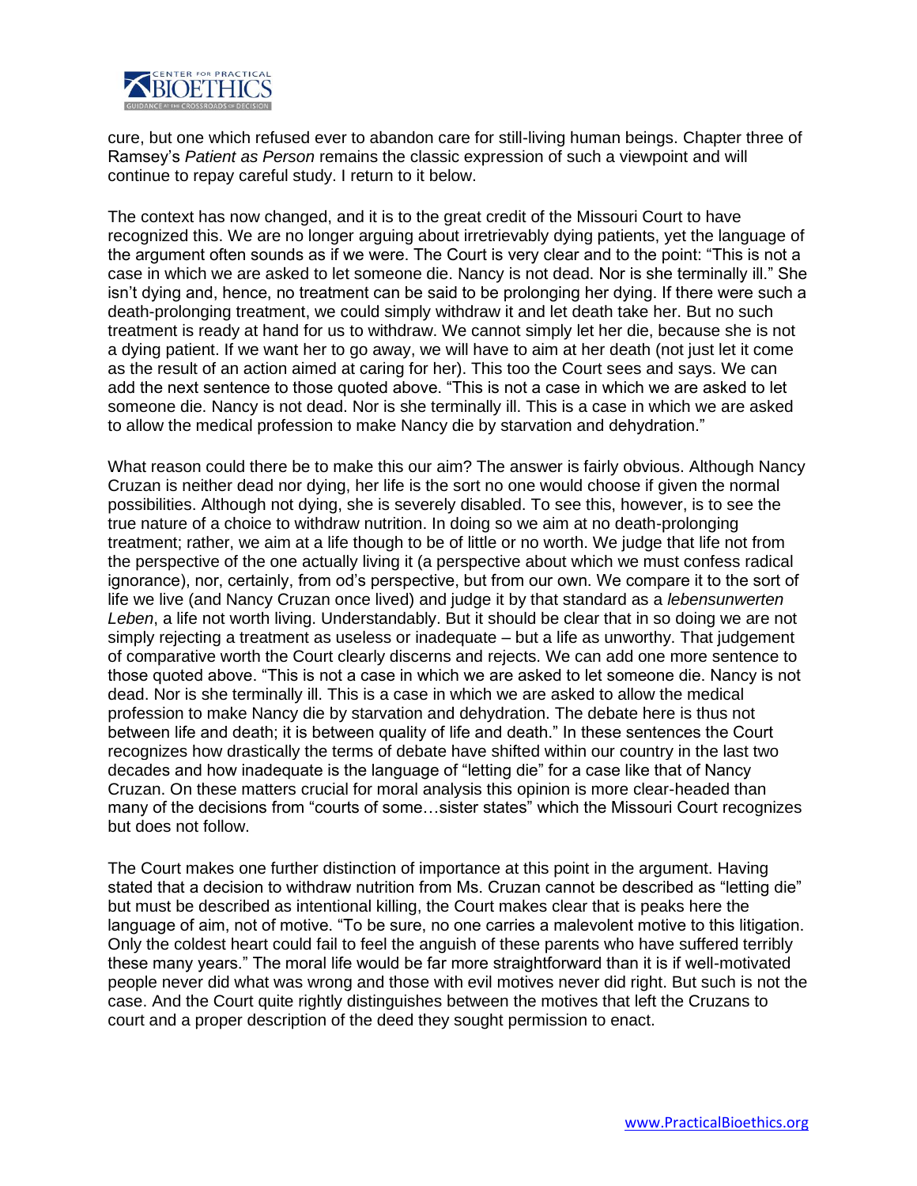cure, but one which refused ever to abandon care for still-living human beings. Chapter three of Ramsey's *Patient as Person* remains the classic expression of such a viewpoint and will continue to repay careful study. I return to it below.

The context has now changed, and it is to the great credit of the Missouri Court to have recognized this. We are no longer arguing about irretrievably dying patients, yet the language of the argument often sounds as if we were. The Court is very clear and to the point: "This is not a case in which we are asked to let someone die. Nancy is not dead. Nor is she terminally ill." She isn't dying and, hence, no treatment can be said to be prolonging her dying. If there were such a death-prolonging treatment, we could simply withdraw it and let death take her. But no such treatment is ready at hand for us to withdraw. We cannot simply let her die, because she is not a dying patient. If we want her to go away, we will have to aim at her death (not just let it come as the result of an action aimed at caring for her). This too the Court sees and says. We can add the next sentence to those quoted above. "This is not a case in which we are asked to let someone die. Nancy is not dead. Nor is she terminally ill. This is a case in which we are asked to allow the medical profession to make Nancy die by starvation and dehydration."

What reason could there be to make this our aim? The answer is fairly obvious. Although Nancy Cruzan is neither dead nor dying, her life is the sort no one would choose if given the normal possibilities. Although not dying, she is severely disabled. To see this, however, is to see the true nature of a choice to withdraw nutrition. In doing so we aim at no death-prolonging treatment; rather, we aim at a life though to be of little or no worth. We judge that life not from the perspective of the one actually living it (a perspective about which we must confess radical ignorance), nor, certainly, from od's perspective, but from our own. We compare it to the sort of life we live (and Nancy Cruzan once lived) and judge it by that standard as a *lebensunwerten Leben*, a life not worth living. Understandably. But it should be clear that in so doing we are not simply rejecting a treatment as useless or inadequate – but a life as unworthy. That judgement of comparative worth the Court clearly discerns and rejects. We can add one more sentence to those quoted above. "This is not a case in which we are asked to let someone die. Nancy is not dead. Nor is she terminally ill. This is a case in which we are asked to allow the medical profession to make Nancy die by starvation and dehydration. The debate here is thus not between life and death; it is between quality of life and death." In these sentences the Court recognizes how drastically the terms of debate have shifted within our country in the last two decades and how inadequate is the language of "letting die" for a case like that of Nancy Cruzan. On these matters crucial for moral analysis this opinion is more clear-headed than many of the decisions from "courts of some…sister states" which the Missouri Court recognizes but does not follow.

The Court makes one further distinction of importance at this point in the argument. Having stated that a decision to withdraw nutrition from Ms. Cruzan cannot be described as "letting die" but must be described as intentional killing, the Court makes clear that is peaks here the language of aim, not of motive. "To be sure, no one carries a malevolent motive to this litigation. Only the coldest heart could fail to feel the anguish of these parents who have suffered terribly these many years." The moral life would be far more straightforward than it is if well-motivated people never did what was wrong and those with evil motives never did right. But such is not the case. And the Court quite rightly distinguishes between the motives that left the Cruzans to court and a proper description of the deed they sought permission to enact.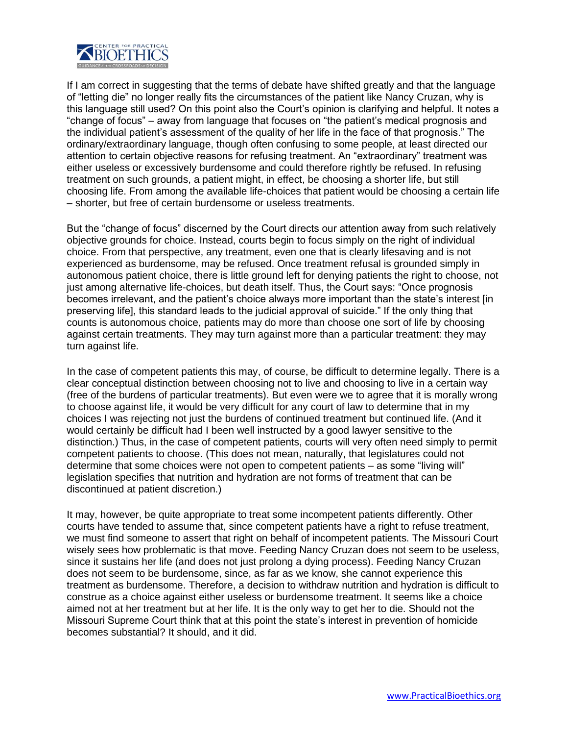If I am correct in suggesting that the terms of debate have shifted greatly and that the language of "letting die" no longer really fits the circumstances of the patient like Nancy Cruzan, why is this language still used? On this point also the Court's opinion is clarifying and helpful. It notes a "change of focus" – away from language that focuses on "the patient's medical prognosis and the individual patient's assessment of the quality of her life in the face of that prognosis." The ordinary/extraordinary language, though often confusing to some people, at least directed our attention to certain objective reasons for refusing treatment. An "extraordinary" treatment was either useless or excessively burdensome and could therefore rightly be refused. In refusing treatment on such grounds, a patient might, in effect, be choosing a shorter life, but still choosing life. From among the available life-choices that patient would be choosing a certain life – shorter, but free of certain burdensome or useless treatments.

But the "change of focus" discerned by the Court directs our attention away from such relatively objective grounds for choice. Instead, courts begin to focus simply on the right of individual choice. From that perspective, any treatment, even one that is clearly lifesaving and is not experienced as burdensome, may be refused. Once treatment refusal is grounded simply in autonomous patient choice, there is little ground left for denying patients the right to choose, not just among alternative life-choices, but death itself. Thus, the Court says: "Once prognosis becomes irrelevant, and the patient's choice always more important than the state's interest [in preserving life], this standard leads to the judicial approval of suicide." If the only thing that counts is autonomous choice, patients may do more than choose one sort of life by choosing against certain treatments. They may turn against more than a particular treatment: they may turn against life.

In the case of competent patients this may, of course, be difficult to determine legally. There is a clear conceptual distinction between choosing not to live and choosing to live in a certain way (free of the burdens of particular treatments). But even were we to agree that it is morally wrong to choose against life, it would be very difficult for any court of law to determine that in my choices I was rejecting not just the burdens of continued treatment but continued life. (And it would certainly be difficult had I been well instructed by a good lawyer sensitive to the distinction.) Thus, in the case of competent patients, courts will very often need simply to permit competent patients to choose. (This does not mean, naturally, that legislatures could not determine that some choices were not open to competent patients – as some "living will" legislation specifies that nutrition and hydration are not forms of treatment that can be discontinued at patient discretion.)

It may, however, be quite appropriate to treat some incompetent patients differently. Other courts have tended to assume that, since competent patients have a right to refuse treatment, we must find someone to assert that right on behalf of incompetent patients. The Missouri Court wisely sees how problematic is that move. Feeding Nancy Cruzan does not seem to be useless, since it sustains her life (and does not just prolong a dying process). Feeding Nancy Cruzan does not seem to be burdensome, since, as far as we know, she cannot experience this treatment as burdensome. Therefore, a decision to withdraw nutrition and hydration is difficult to construe as a choice against either useless or burdensome treatment. It seems like a choice aimed not at her treatment but at her life. It is the only way to get her to die. Should not the Missouri Supreme Court think that at this point the state's interest in prevention of homicide becomes substantial? It should, and it did.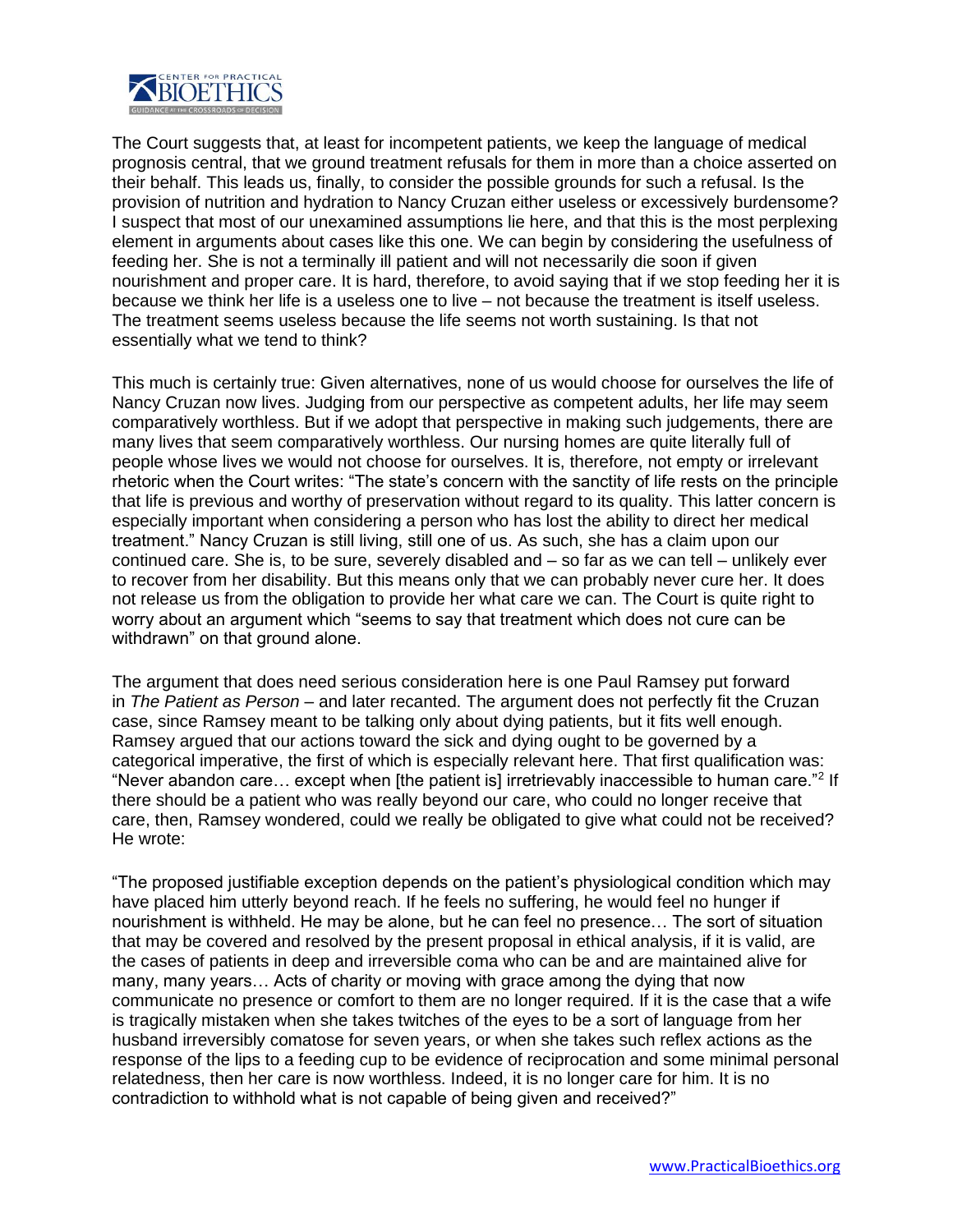The Court suggests that, at least for incompetent patients, we keep the language of medical prognosis central, that we ground treatment refusals for them in more than a choice asserted on their behalf. This leads us, finally, to consider the possible grounds for such a refusal. Is the provision of nutrition and hydration to Nancy Cruzan either useless or excessively burdensome? I suspect that most of our unexamined assumptions lie here, and that this is the most perplexing element in arguments about cases like this one. We can begin by considering the usefulness of feeding her. She is not a terminally ill patient and will not necessarily die soon if given nourishment and proper care. It is hard, therefore, to avoid saying that if we stop feeding her it is because we think her life is a useless one to live – not because the treatment is itself useless. The treatment seems useless because the life seems not worth sustaining. Is that not essentially what we tend to think?

This much is certainly true: Given alternatives, none of us would choose for ourselves the life of Nancy Cruzan now lives. Judging from our perspective as competent adults, her life may seem comparatively worthless. But if we adopt that perspective in making such judgements, there are many lives that seem comparatively worthless. Our nursing homes are quite literally full of people whose lives we would not choose for ourselves. It is, therefore, not empty or irrelevant rhetoric when the Court writes: "The state's concern with the sanctity of life rests on the principle that life is previous and worthy of preservation without regard to its quality. This latter concern is especially important when considering a person who has lost the ability to direct her medical treatment." Nancy Cruzan is still living, still one of us. As such, she has a claim upon our continued care. She is, to be sure, severely disabled and – so far as we can tell – unlikely ever to recover from her disability. But this means only that we can probably never cure her. It does not release us from the obligation to provide her what care we can. The Court is quite right to worry about an argument which "seems to say that treatment which does not cure can be withdrawn" on that ground alone.

The argument that does need serious consideration here is one Paul Ramsey put forward in *The Patient as Person* – and later recanted. The argument does not perfectly fit the Cruzan case, since Ramsey meant to be talking only about dying patients, but it fits well enough. Ramsey argued that our actions toward the sick and dying ought to be governed by a categorical imperative, the first of which is especially relevant here. That first qualification was: "Never abandon care… except when [the patient is] irretrievably inaccessible to human care."[2] If there should be a patient who was really beyond our care, who could no longer receive that care, then, Ramsey wondered, could we really be obligated to give what could not be received? He wrote:

"The proposed justifiable exception depends on the patient's physiological condition which may have placed him utterly beyond reach. If he feels no suffering, he would feel no hunger if nourishment is withheld. He may be alone, but he can feel no presence… The sort of situation that may be covered and resolved by the present proposal in ethical analysis, if it is valid, are the cases of patients in deep and irreversible coma who can be and are maintained alive for many, many years… Acts of charity or moving with grace among the dying that now communicate no presence or comfort to them are no longer required. If it is the case that a wife is tragically mistaken when she takes twitches of the eyes to be a sort of language from her husband irreversibly comatose for seven years, or when she takes such reflex actions as the response of the lips to a feeding cup to be evidence of reciprocation and some minimal personal relatedness, then her care is now worthless. Indeed, it is no longer care for him. It is no contradiction to withhold what is not capable of being given and received?"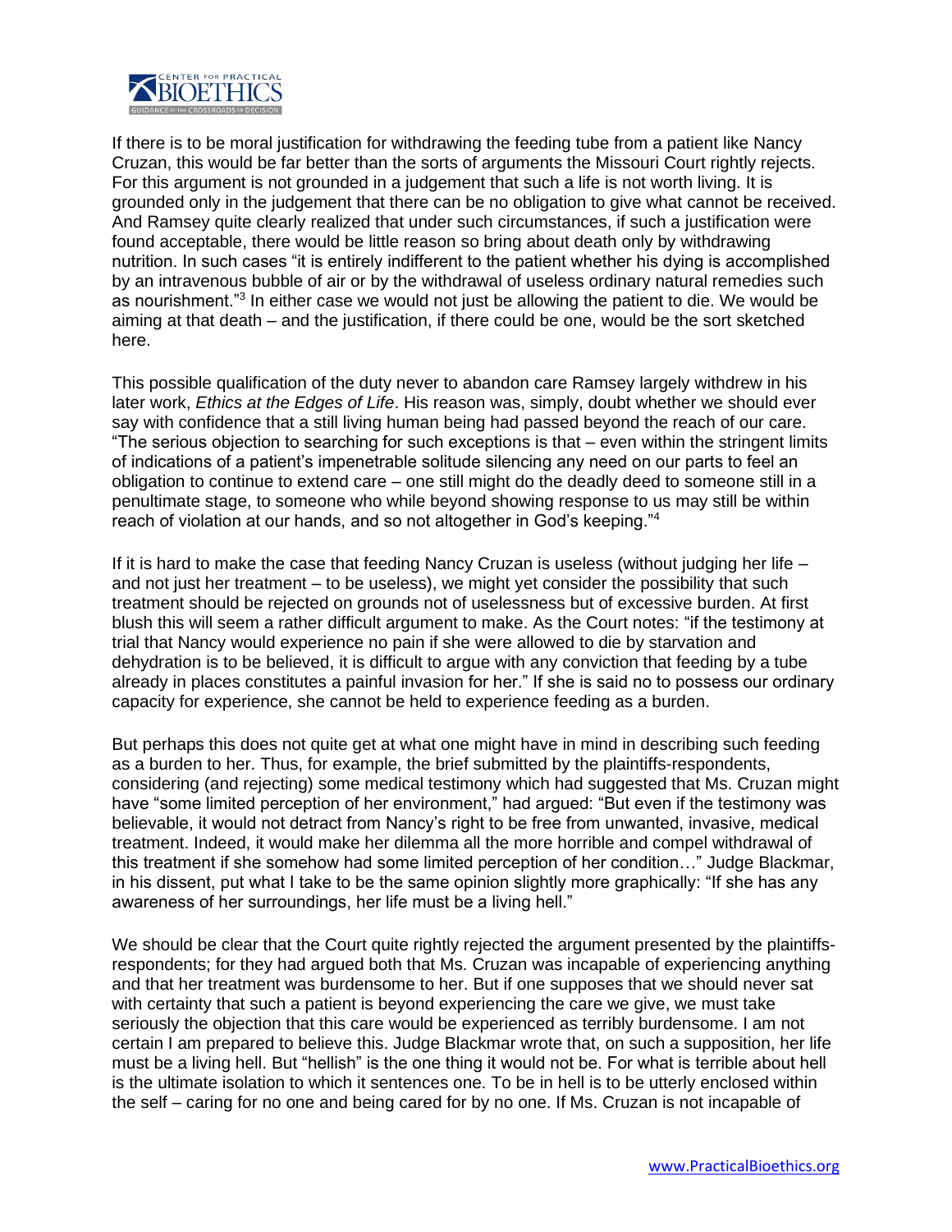If there is to be moral justification for withdrawing the feeding tube from a patient like Nancy Cruzan, this would be far better than the sorts of arguments the Missouri Court rightly rejects. For this argument is not grounded in a judgement that such a life is not worth living. It is grounded only in the judgement that there can be no obligation to give what cannot be received. And Ramsey quite clearly realized that under such circumstances, if such a justification were found acceptable, there would be little reason so bring about death only by withdrawing nutrition. In such cases "it is entirely indifferent to the patient whether his dying is accomplished by an intravenous bubble of air or by the withdrawal of useless ordinary natural remedies such as nourishment."[3] In either case we would not just be allowing the patient to die. We would be aiming at that death – and the justification, if there could be one, would be the sort sketched here.

This possible qualification of the duty never to abandon care Ramsey largely withdrew in his later work, *Ethics at the Edges of Life*. His reason was, simply, doubt whether we should ever say with confidence that a still living human being had passed beyond the reach of our care. "The serious objection to searching for such exceptions is that – even within the stringent limits of indications of a patient's impenetrable solitude silencing any need on our parts to feel an obligation to continue to extend care – one still might do the deadly deed to someone still in a penultimate stage, to someone who while beyond showing response to us may still be within reach of violation at our hands, and so not altogether in God's keeping."[4]

If it is hard to make the case that feeding Nancy Cruzan is useless (without judging her life – and not just her treatment – to be useless), we might yet consider the possibility that such treatment should be rejected on grounds not of uselessness but of excessive burden. At first blush this will seem a rather difficult argument to make. As the Court notes: "if the testimony at trial that Nancy would experience no pain if she were allowed to die by starvation and dehydration is to be believed, it is difficult to argue with any conviction that feeding by a tube already in places constitutes a painful invasion for her." If she is said no to possess our ordinary capacity for experience, she cannot be held to experience feeding as a burden.

But perhaps this does not quite get at what one might have in mind in describing such feeding as a burden to her. Thus, for example, the brief submitted by the plaintiffs-respondents, considering (and rejecting) some medical testimony which had suggested that Ms. Cruzan might have "some limited perception of her environment," had argued: "But even if the testimony was believable, it would not detract from Nancy's right to be free from unwanted, invasive, medical treatment. Indeed, it would make her dilemma all the more horrible and compel withdrawal of this treatment if she somehow had some limited perception of her condition…" Judge Blackmar, in his dissent, put what I take to be the same opinion slightly more graphically: "If she has any awareness of her surroundings, her life must be a living hell."

We should be clear that the Court quite rightly rejected the argument presented by the plaintiffs-respondents; for they had argued both that Ms. Cruzan was incapable of experiencing anything and that her treatment was burdensome to her. But if one supposes that we should never sat with certainty that such a patient is beyond experiencing the care we give, we must take seriously the objection that this care would be experienced as terribly burdensome. I am not certain I am prepared to believe this. Judge Blackmar wrote that, on such a supposition, her life must be a living hell. But "hellish" is the one thing it would not be. For what is terrible about hell is the ultimate isolation to which it sentences one. To be in hell is to be utterly enclosed within the self – caring for no one and being cared for by no one. If Ms. Cruzan is not incapable of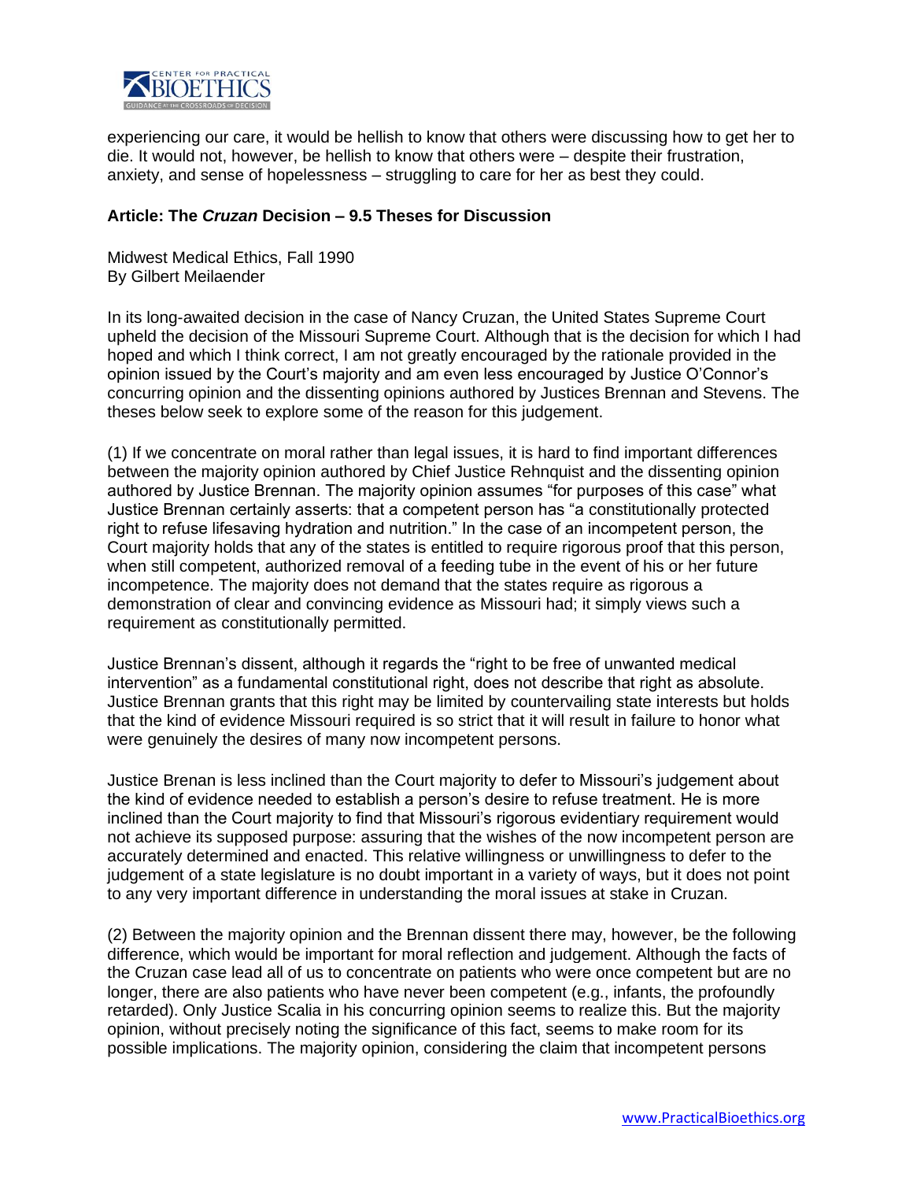experiencing our care, it would be hellish to know that others were discussing how to get her to die. It would not, however, be hellish to know that others were – despite their frustration, anxiety, and sense of hopelessness – struggling to care for her as best they could.

**Article: The *Cruzan* Decision – 9.5 Theses for Discussion**

Midwest Medical Ethics, Fall 1990
By Gilbert Meilaender

In its long-awaited decision in the case of Nancy Cruzan, the United States Supreme Court upheld the decision of the Missouri Supreme Court. Although that is the decision for which I had hoped and which I think correct, I am not greatly encouraged by the rationale provided in the opinion issued by the Court's majority and am even less encouraged by Justice O'Connor's concurring opinion and the dissenting opinions authored by Justices Brennan and Stevens. The theses below seek to explore some of the reason for this judgement.

(1) If we concentrate on moral rather than legal issues, it is hard to find important differences between the majority opinion authored by Chief Justice Rehnquist and the dissenting opinion authored by Justice Brennan. The majority opinion assumes "for purposes of this case" what Justice Brennan certainly asserts: that a competent person has "a constitutionally protected right to refuse lifesaving hydration and nutrition." In the case of an incompetent person, the Court majority holds that any of the states is entitled to require rigorous proof that this person, when still competent, authorized removal of a feeding tube in the event of his or her future incompetence. The majority does not demand that the states require as rigorous a demonstration of clear and convincing evidence as Missouri had; it simply views such a requirement as constitutionally permitted.

Justice Brennan's dissent, although it regards the "right to be free of unwanted medical intervention" as a fundamental constitutional right, does not describe that right as absolute. Justice Brennan grants that this right may be limited by countervailing state interests but holds that the kind of evidence Missouri required is so strict that it will result in failure to honor what were genuinely the desires of many now incompetent persons.

Justice Brenan is less inclined than the Court majority to defer to Missouri's judgement about the kind of evidence needed to establish a person's desire to refuse treatment. He is more inclined than the Court majority to find that Missouri's rigorous evidentiary requirement would not achieve its supposed purpose: assuring that the wishes of the now incompetent person are accurately determined and enacted. This relative willingness or unwillingness to defer to the judgement of a state legislature is no doubt important in a variety of ways, but it does not point to any very important difference in understanding the moral issues at stake in Cruzan.

(2) Between the majority opinion and the Brennan dissent there may, however, be the following difference, which would be important for moral reflection and judgement. Although the facts of the Cruzan case lead all of us to concentrate on patients who were once competent but are no longer, there are also patients who have never been competent (e.g., infants, the profoundly retarded). Only Justice Scalia in his concurring opinion seems to realize this. But the majority opinion, without precisely noting the significance of this fact, seems to make room for its possible implications. The majority opinion, considering the claim that incompetent persons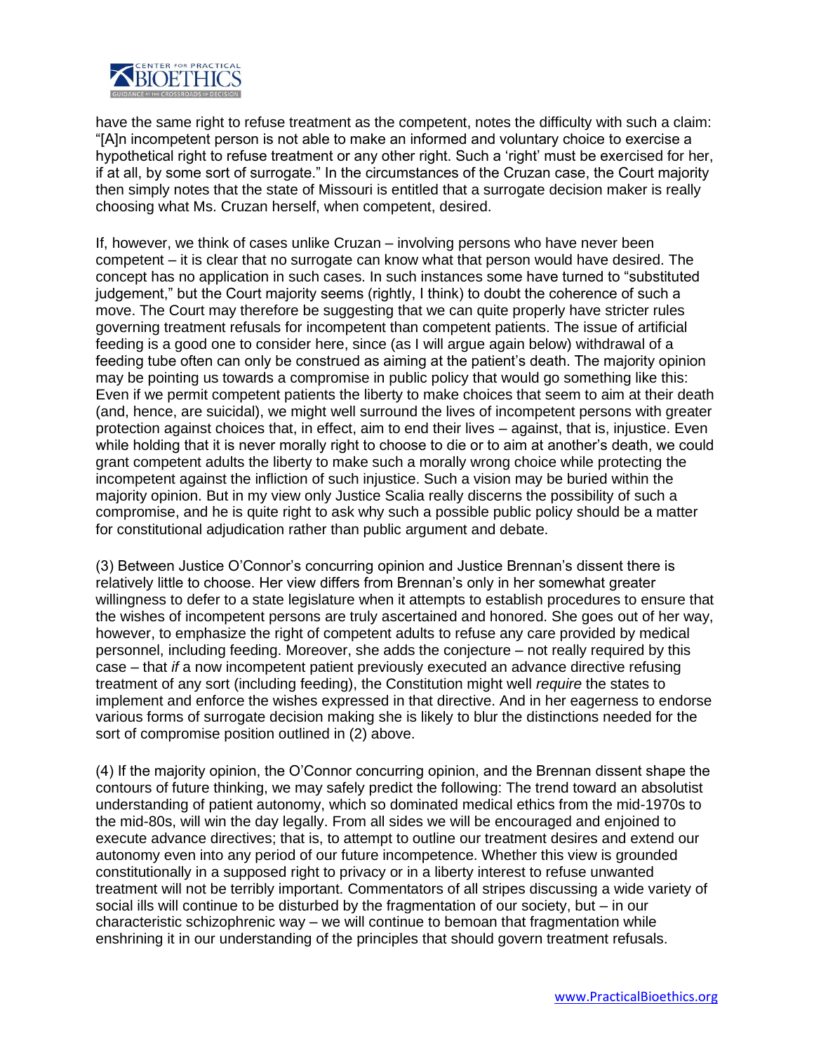have the same right to refuse treatment as the competent, notes the difficulty with such a claim: "[A]n incompetent person is not able to make an informed and voluntary choice to exercise a hypothetical right to refuse treatment or any other right. Such a 'right' must be exercised for her, if at all, by some sort of surrogate." In the circumstances of the Cruzan case, the Court majority then simply notes that the state of Missouri is entitled that a surrogate decision maker is really choosing what Ms. Cruzan herself, when competent, desired.

If, however, we think of cases unlike Cruzan – involving persons who have never been competent – it is clear that no surrogate can know what that person would have desired. The concept has no application in such cases. In such instances some have turned to "substituted judgement," but the Court majority seems (rightly, I think) to doubt the coherence of such a move. The Court may therefore be suggesting that we can quite properly have stricter rules governing treatment refusals for incompetent than competent patients. The issue of artificial feeding is a good one to consider here, since (as I will argue again below) withdrawal of a feeding tube often can only be construed as aiming at the patient's death. The majority opinion may be pointing us towards a compromise in public policy that would go something like this: Even if we permit competent patients the liberty to make choices that seem to aim at their death (and, hence, are suicidal), we might well surround the lives of incompetent persons with greater protection against choices that, in effect, aim to end their lives – against, that is, injustice. Even while holding that it is never morally right to choose to die or to aim at another's death, we could grant competent adults the liberty to make such a morally wrong choice while protecting the incompetent against the infliction of such injustice. Such a vision may be buried within the majority opinion. But in my view only Justice Scalia really discerns the possibility of such a compromise, and he is quite right to ask why such a possible public policy should be a matter for constitutional adjudication rather than public argument and debate.

(3) Between Justice O'Connor's concurring opinion and Justice Brennan's dissent there is relatively little to choose. Her view differs from Brennan's only in her somewhat greater willingness to defer to a state legislature when it attempts to establish procedures to ensure that the wishes of incompetent persons are truly ascertained and honored. She goes out of her way, however, to emphasize the right of competent adults to refuse any care provided by medical personnel, including feeding. Moreover, she adds the conjecture – not really required by this case – that *if* a now incompetent patient previously executed an advance directive refusing treatment of any sort (including feeding), the Constitution might well *require* the states to implement and enforce the wishes expressed in that directive. And in her eagerness to endorse various forms of surrogate decision making she is likely to blur the distinctions needed for the sort of compromise position outlined in (2) above.

(4) If the majority opinion, the O'Connor concurring opinion, and the Brennan dissent shape the contours of future thinking, we may safely predict the following: The trend toward an absolutist understanding of patient autonomy, which so dominated medical ethics from the mid-1970s to the mid-80s, will win the day legally. From all sides we will be encouraged and enjoined to execute advance directives; that is, to attempt to outline our treatment desires and extend our autonomy even into any period of our future incompetence. Whether this view is grounded constitutionally in a supposed right to privacy or in a liberty interest to refuse unwanted treatment will not be terribly important. Commentators of all stripes discussing a wide variety of social ills will continue to be disturbed by the fragmentation of our society, but – in our characteristic schizophrenic way – we will continue to bemoan that fragmentation while enshrining it in our understanding of the principles that should govern treatment refusals.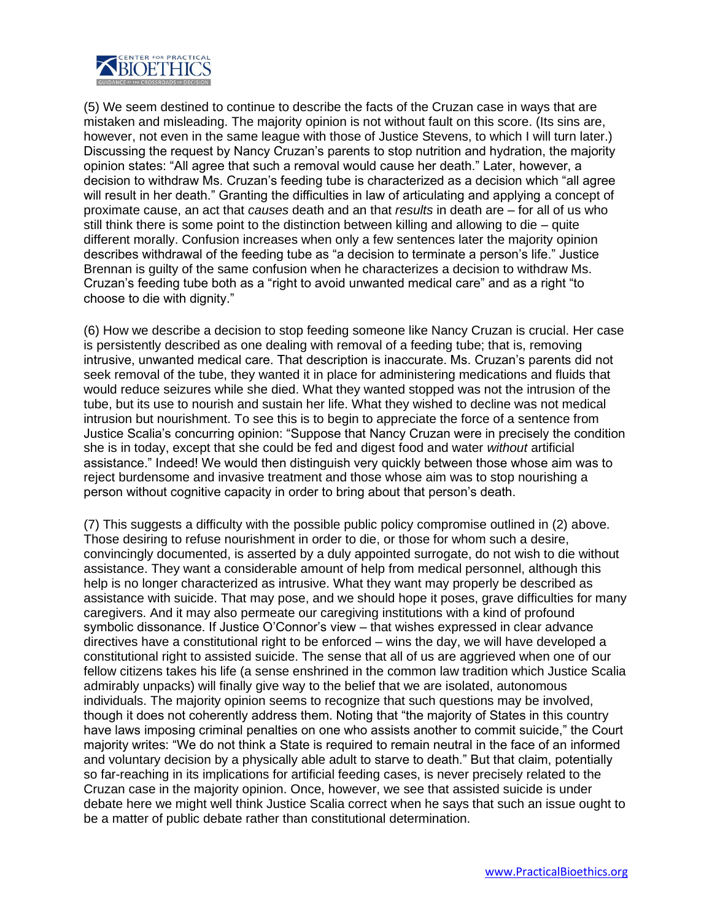(5) We seem destined to continue to describe the facts of the Cruzan case in ways that are mistaken and misleading. The majority opinion is not without fault on this score. (Its sins are, however, not even in the same league with those of Justice Stevens, to which I will turn later.) Discussing the request by Nancy Cruzan's parents to stop nutrition and hydration, the majority opinion states: "All agree that such a removal would cause her death." Later, however, a decision to withdraw Ms. Cruzan's feeding tube is characterized as a decision which "all agree will result in her death." Granting the difficulties in law of articulating and applying a concept of proximate cause, an act that *causes* death and an that *results* in death are – for all of us who still think there is some point to the distinction between killing and allowing to die – quite different morally. Confusion increases when only a few sentences later the majority opinion describes withdrawal of the feeding tube as "a decision to terminate a person's life." Justice Brennan is guilty of the same confusion when he characterizes a decision to withdraw Ms. Cruzan's feeding tube both as a "right to avoid unwanted medical care" and as a right "to choose to die with dignity."

(6) How we describe a decision to stop feeding someone like Nancy Cruzan is crucial. Her case is persistently described as one dealing with removal of a feeding tube; that is, removing intrusive, unwanted medical care. That description is inaccurate. Ms. Cruzan's parents did not seek removal of the tube, they wanted it in place for administering medications and fluids that would reduce seizures while she died. What they wanted stopped was not the intrusion of the tube, but its use to nourish and sustain her life. What they wished to decline was not medical intrusion but nourishment. To see this is to begin to appreciate the force of a sentence from Justice Scalia's concurring opinion: "Suppose that Nancy Cruzan were in precisely the condition she is in today, except that she could be fed and digest food and water *without* artificial assistance." Indeed! We would then distinguish very quickly between those whose aim was to reject burdensome and invasive treatment and those whose aim was to stop nourishing a person without cognitive capacity in order to bring about that person's death.

(7) This suggests a difficulty with the possible public policy compromise outlined in (2) above. Those desiring to refuse nourishment in order to die, or those for whom such a desire, convincingly documented, is asserted by a duly appointed surrogate, do not wish to die without assistance. They want a considerable amount of help from medical personnel, although this help is no longer characterized as intrusive. What they want may properly be described as assistance with suicide. That may pose, and we should hope it poses, grave difficulties for many caregivers. And it may also permeate our caregiving institutions with a kind of profound symbolic dissonance. If Justice O'Connor's view – that wishes expressed in clear advance directives have a constitutional right to be enforced – wins the day, we will have developed a constitutional right to assisted suicide. The sense that all of us are aggrieved when one of our fellow citizens takes his life (a sense enshrined in the common law tradition which Justice Scalia admirably unpacks) will finally give way to the belief that we are isolated, autonomous individuals. The majority opinion seems to recognize that such questions may be involved, though it does not coherently address them. Noting that "the majority of States in this country have laws imposing criminal penalties on one who assists another to commit suicide," the Court majority writes: "We do not think a State is required to remain neutral in the face of an informed and voluntary decision by a physically able adult to starve to death." But that claim, potentially so far-reaching in its implications for artificial feeding cases, is never precisely related to the Cruzan case in the majority opinion. Once, however, we see that assisted suicide is under debate here we might well think Justice Scalia correct when he says that such an issue ought to be a matter of public debate rather than constitutional determination.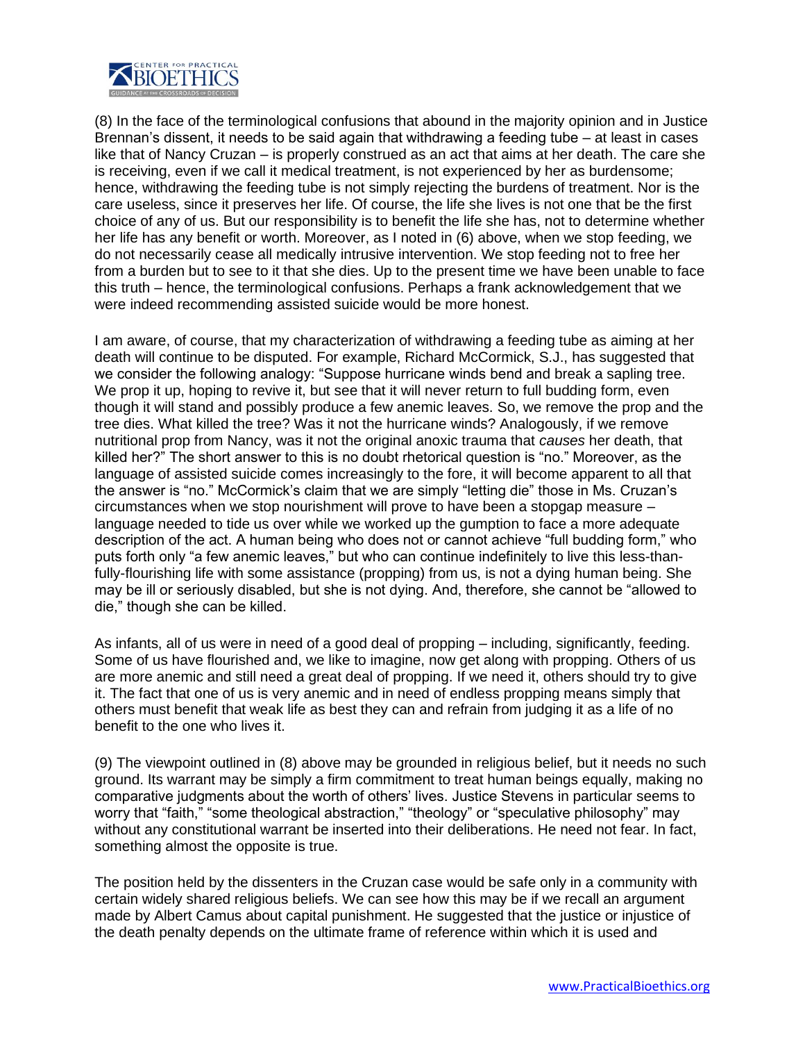(8) In the face of the terminological confusions that abound in the majority opinion and in Justice Brennan's dissent, it needs to be said again that withdrawing a feeding tube – at least in cases like that of Nancy Cruzan – is properly construed as an act that aims at her death. The care she is receiving, even if we call it medical treatment, is not experienced by her as burdensome; hence, withdrawing the feeding tube is not simply rejecting the burdens of treatment. Nor is the care useless, since it preserves her life. Of course, the life she lives is not one that be the first choice of any of us. But our responsibility is to benefit the life she has, not to determine whether her life has any benefit or worth. Moreover, as I noted in (6) above, when we stop feeding, we do not necessarily cease all medically intrusive intervention. We stop feeding not to free her from a burden but to see to it that she dies. Up to the present time we have been unable to face this truth – hence, the terminological confusions. Perhaps a frank acknowledgement that we were indeed recommending assisted suicide would be more honest.

I am aware, of course, that my characterization of withdrawing a feeding tube as aiming at her death will continue to be disputed. For example, Richard McCormick, S.J., has suggested that we consider the following analogy: "Suppose hurricane winds bend and break a sapling tree. We prop it up, hoping to revive it, but see that it will never return to full budding form, even though it will stand and possibly produce a few anemic leaves. So, we remove the prop and the tree dies. What killed the tree? Was it not the hurricane winds? Analogously, if we remove nutritional prop from Nancy, was it not the original anoxic trauma that *causes* her death, that killed her?" The short answer to this is no doubt rhetorical question is "no." Moreover, as the language of assisted suicide comes increasingly to the fore, it will become apparent to all that the answer is "no." McCormick's claim that we are simply "letting die" those in Ms. Cruzan's circumstances when we stop nourishment will prove to have been a stopgap measure – language needed to tide us over while we worked up the gumption to face a more adequate description of the act. A human being who does not or cannot achieve "full budding form," who puts forth only "a few anemic leaves," but who can continue indefinitely to live this less-than-fully-flourishing life with some assistance (propping) from us, is not a dying human being. She may be ill or seriously disabled, but she is not dying. And, therefore, she cannot be "allowed to die," though she can be killed.

As infants, all of us were in need of a good deal of propping – including, significantly, feeding. Some of us have flourished and, we like to imagine, now get along with propping. Others of us are more anemic and still need a great deal of propping. If we need it, others should try to give it. The fact that one of us is very anemic and in need of endless propping means simply that others must benefit that weak life as best they can and refrain from judging it as a life of no benefit to the one who lives it.

(9) The viewpoint outlined in (8) above may be grounded in religious belief, but it needs no such ground. Its warrant may be simply a firm commitment to treat human beings equally, making no comparative judgments about the worth of others' lives. Justice Stevens in particular seems to worry that "faith," "some theological abstraction," "theology" or "speculative philosophy" may without any constitutional warrant be inserted into their deliberations. He need not fear. In fact, something almost the opposite is true.

The position held by the dissenters in the Cruzan case would be safe only in a community with certain widely shared religious beliefs. We can see how this may be if we recall an argument made by Albert Camus about capital punishment. He suggested that the justice or injustice of the death penalty depends on the ultimate frame of reference within which it is used and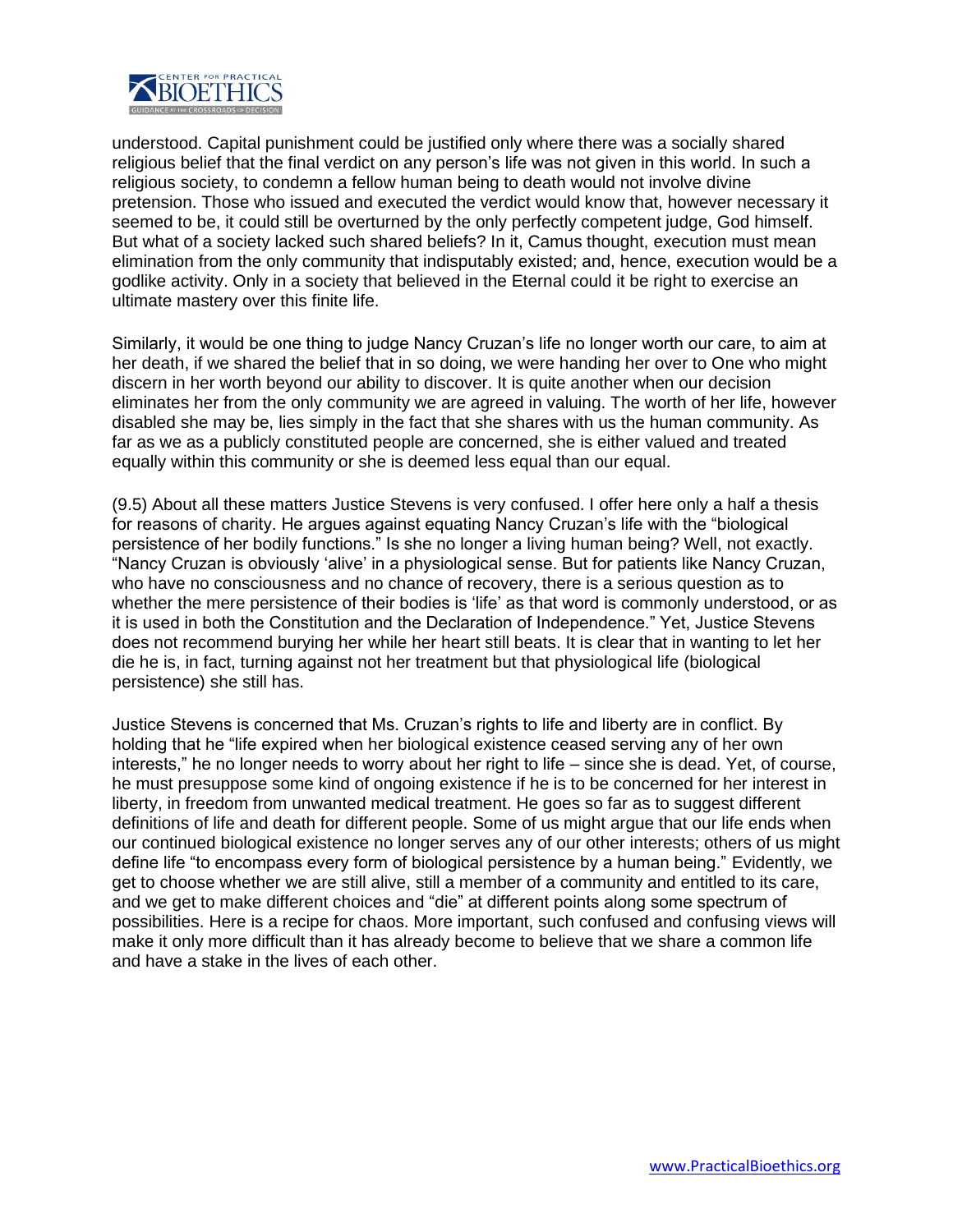understood. Capital punishment could be justified only where there was a socially shared religious belief that the final verdict on any person's life was not given in this world. In such a religious society, to condemn a fellow human being to death would not involve divine pretension. Those who issued and executed the verdict would know that, however necessary it seemed to be, it could still be overturned by the only perfectly competent judge, God himself. But what of a society lacked such shared beliefs? In it, Camus thought, execution must mean elimination from the only community that indisputably existed; and, hence, execution would be a godlike activity. Only in a society that believed in the Eternal could it be right to exercise an ultimate mastery over this finite life.

Similarly, it would be one thing to judge Nancy Cruzan's life no longer worth our care, to aim at her death, if we shared the belief that in so doing, we were handing her over to One who might discern in her worth beyond our ability to discover. It is quite another when our decision eliminates her from the only community we are agreed in valuing. The worth of her life, however disabled she may be, lies simply in the fact that she shares with us the human community. As far as we as a publicly constituted people are concerned, she is either valued and treated equally within this community or she is deemed less equal than our equal.

(9.5) About all these matters Justice Stevens is very confused. I offer here only a half a thesis for reasons of charity. He argues against equating Nancy Cruzan's life with the "biological persistence of her bodily functions." Is she no longer a living human being? Well, not exactly. "Nancy Cruzan is obviously 'alive' in a physiological sense. But for patients like Nancy Cruzan, who have no consciousness and no chance of recovery, there is a serious question as to whether the mere persistence of their bodies is 'life' as that word is commonly understood, or as it is used in both the Constitution and the Declaration of Independence." Yet, Justice Stevens does not recommend burying her while her heart still beats. It is clear that in wanting to let her die he is, in fact, turning against not her treatment but that physiological life (biological persistence) she still has.

Justice Stevens is concerned that Ms. Cruzan's rights to life and liberty are in conflict. By holding that he "life expired when her biological existence ceased serving any of her own interests," he no longer needs to worry about her right to life – since she is dead. Yet, of course, he must presuppose some kind of ongoing existence if he is to be concerned for her interest in liberty, in freedom from unwanted medical treatment. He goes so far as to suggest different definitions of life and death for different people. Some of us might argue that our life ends when our continued biological existence no longer serves any of our other interests; others of us might define life "to encompass every form of biological persistence by a human being." Evidently, we get to choose whether we are still alive, still a member of a community and entitled to its care, and we get to make different choices and "die" at different points along some spectrum of possibilities. Here is a recipe for chaos. More important, such confused and confusing views will make it only more difficult than it has already become to believe that we share a common life and have a stake in the lives of each other.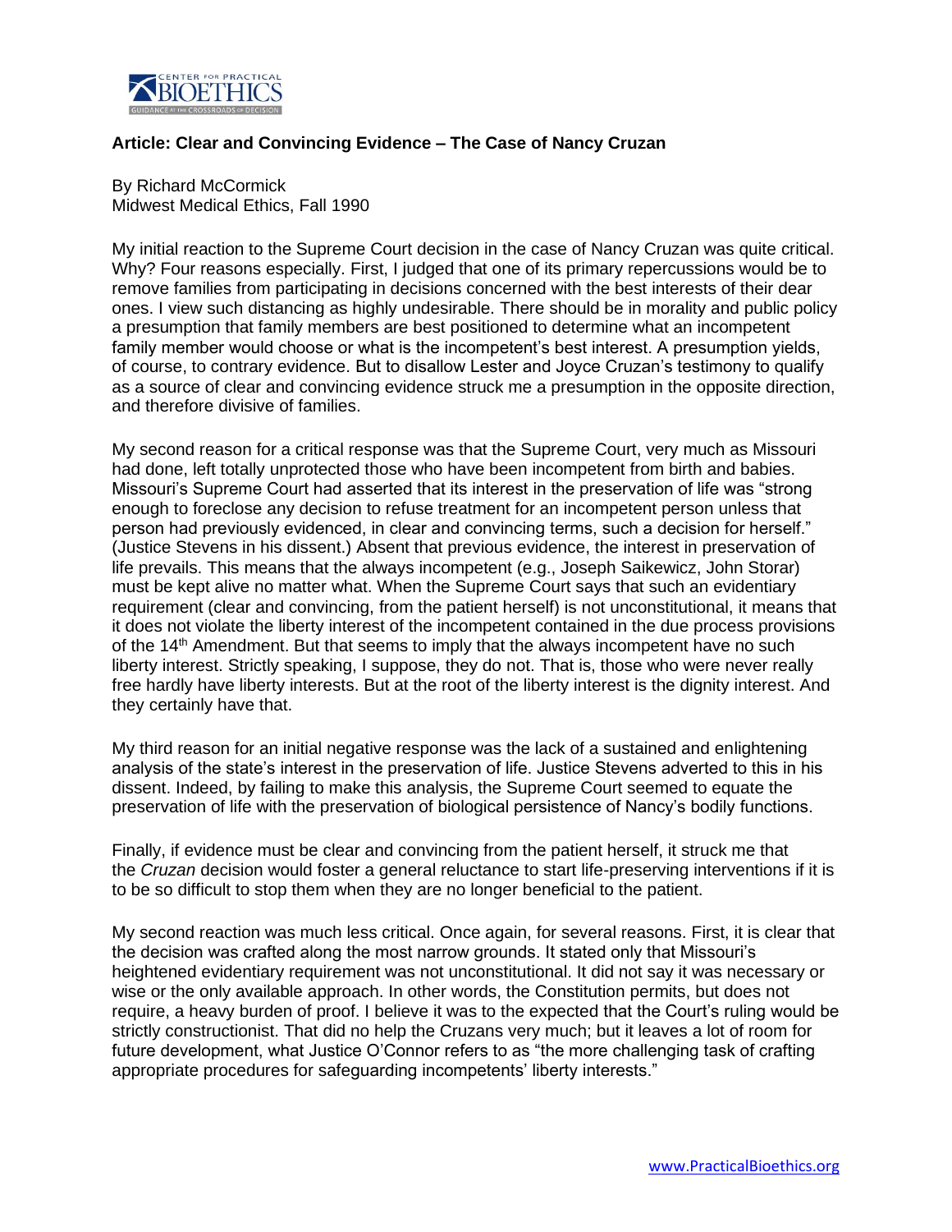**Article: Clear and Convincing Evidence – The Case of Nancy Cruzan**

By Richard McCormick
Midwest Medical Ethics, Fall 1990

My initial reaction to the Supreme Court decision in the case of Nancy Cruzan was quite critical. Why? Four reasons especially. First, I judged that one of its primary repercussions would be to remove families from participating in decisions concerned with the best interests of their dear ones. I view such distancing as highly undesirable. There should be in morality and public policy a presumption that family members are best positioned to determine what an incompetent family member would choose or what is the incompetent's best interest. A presumption yields, of course, to contrary evidence. But to disallow Lester and Joyce Cruzan's testimony to qualify as a source of clear and convincing evidence struck me a presumption in the opposite direction, and therefore divisive of families.

My second reason for a critical response was that the Supreme Court, very much as Missouri had done, left totally unprotected those who have been incompetent from birth and babies. Missouri's Supreme Court had asserted that its interest in the preservation of life was "strong enough to foreclose any decision to refuse treatment for an incompetent person unless that person had previously evidenced, in clear and convincing terms, such a decision for herself." (Justice Stevens in his dissent.) Absent that previous evidence, the interest in preservation of life prevails. This means that the always incompetent (e.g., Joseph Saikewicz, John Storar) must be kept alive no matter what. When the Supreme Court says that such an evidentiary requirement (clear and convincing, from the patient herself) is not unconstitutional, it means that it does not violate the liberty interest of the incompetent contained in the due process provisions of the 14th Amendment. But that seems to imply that the always incompetent have no such liberty interest. Strictly speaking, I suppose, they do not. That is, those who were never really free hardly have liberty interests. But at the root of the liberty interest is the dignity interest. And they certainly have that.

My third reason for an initial negative response was the lack of a sustained and enlightening analysis of the state's interest in the preservation of life. Justice Stevens adverted to this in his dissent. Indeed, by failing to make this analysis, the Supreme Court seemed to equate the preservation of life with the preservation of biological persistence of Nancy's bodily functions.

Finally, if evidence must be clear and convincing from the patient herself, it struck me that the *Cruzan* decision would foster a general reluctance to start life-preserving interventions if it is to be so difficult to stop them when they are no longer beneficial to the patient.

My second reaction was much less critical. Once again, for several reasons. First, it is clear that the decision was crafted along the most narrow grounds. It stated only that Missouri's heightened evidentiary requirement was not unconstitutional. It did not say it was necessary or wise or the only available approach. In other words, the Constitution permits, but does not require, a heavy burden of proof. I believe it was to the expected that the Court's ruling would be strictly constructionist. That did no help the Cruzans very much; but it leaves a lot of room for future development, what Justice O'Connor refers to as "the more challenging task of crafting appropriate procedures for safeguarding incompetents' liberty interests."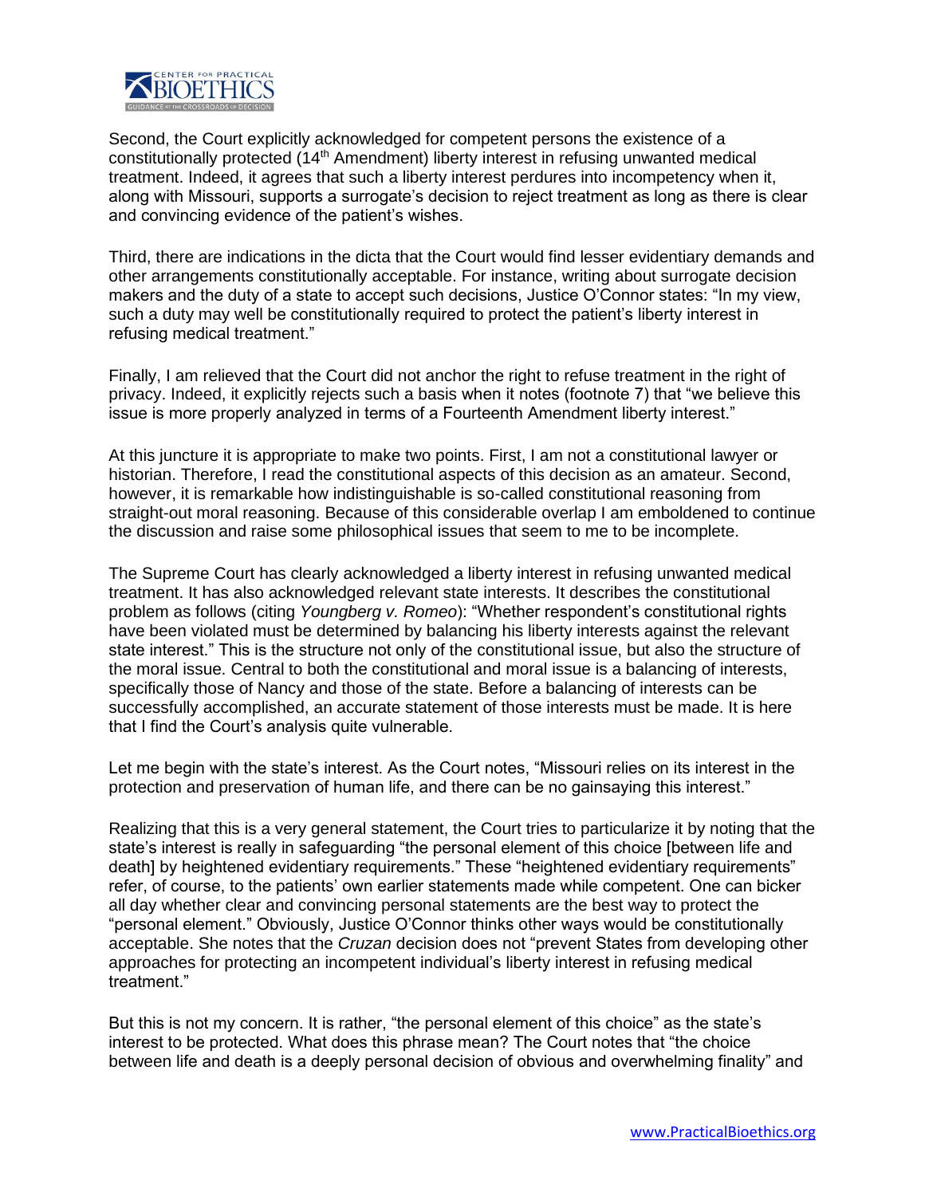Second, the Court explicitly acknowledged for competent persons the existence of a constitutionally protected (14th Amendment) liberty interest in refusing unwanted medical treatment. Indeed, it agrees that such a liberty interest perdures into incompetency when it, along with Missouri, supports a surrogate's decision to reject treatment as long as there is clear and convincing evidence of the patient's wishes.

Third, there are indications in the dicta that the Court would find lesser evidentiary demands and other arrangements constitutionally acceptable. For instance, writing about surrogate decision makers and the duty of a state to accept such decisions, Justice O'Connor states: "In my view, such a duty may well be constitutionally required to protect the patient's liberty interest in refusing medical treatment."

Finally, I am relieved that the Court did not anchor the right to refuse treatment in the right of privacy. Indeed, it explicitly rejects such a basis when it notes (footnote 7) that "we believe this issue is more properly analyzed in terms of a Fourteenth Amendment liberty interest."

At this juncture it is appropriate to make two points. First, I am not a constitutional lawyer or historian. Therefore, I read the constitutional aspects of this decision as an amateur. Second, however, it is remarkable how indistinguishable is so-called constitutional reasoning from straight-out moral reasoning. Because of this considerable overlap I am emboldened to continue the discussion and raise some philosophical issues that seem to me to be incomplete.

The Supreme Court has clearly acknowledged a liberty interest in refusing unwanted medical treatment. It has also acknowledged relevant state interests. It describes the constitutional problem as follows (citing *Youngberg v. Romeo*): "Whether respondent's constitutional rights have been violated must be determined by balancing his liberty interests against the relevant state interest." This is the structure not only of the constitutional issue, but also the structure of the moral issue. Central to both the constitutional and moral issue is a balancing of interests, specifically those of Nancy and those of the state. Before a balancing of interests can be successfully accomplished, an accurate statement of those interests must be made. It is here that I find the Court's analysis quite vulnerable.

Let me begin with the state's interest. As the Court notes, "Missouri relies on its interest in the protection and preservation of human life, and there can be no gainsaying this interest."

Realizing that this is a very general statement, the Court tries to particularize it by noting that the state's interest is really in safeguarding "the personal element of this choice [between life and death] by heightened evidentiary requirements." These "heightened evidentiary requirements" refer, of course, to the patients' own earlier statements made while competent. One can bicker all day whether clear and convincing personal statements are the best way to protect the "personal element." Obviously, Justice O'Connor thinks other ways would be constitutionally acceptable. She notes that the *Cruzan* decision does not "prevent States from developing other approaches for protecting an incompetent individual's liberty interest in refusing medical treatment."

But this is not my concern. It is rather, "the personal element of this choice" as the state's interest to be protected. What does this phrase mean? The Court notes that "the choice between life and death is a deeply personal decision of obvious and overwhelming finality" and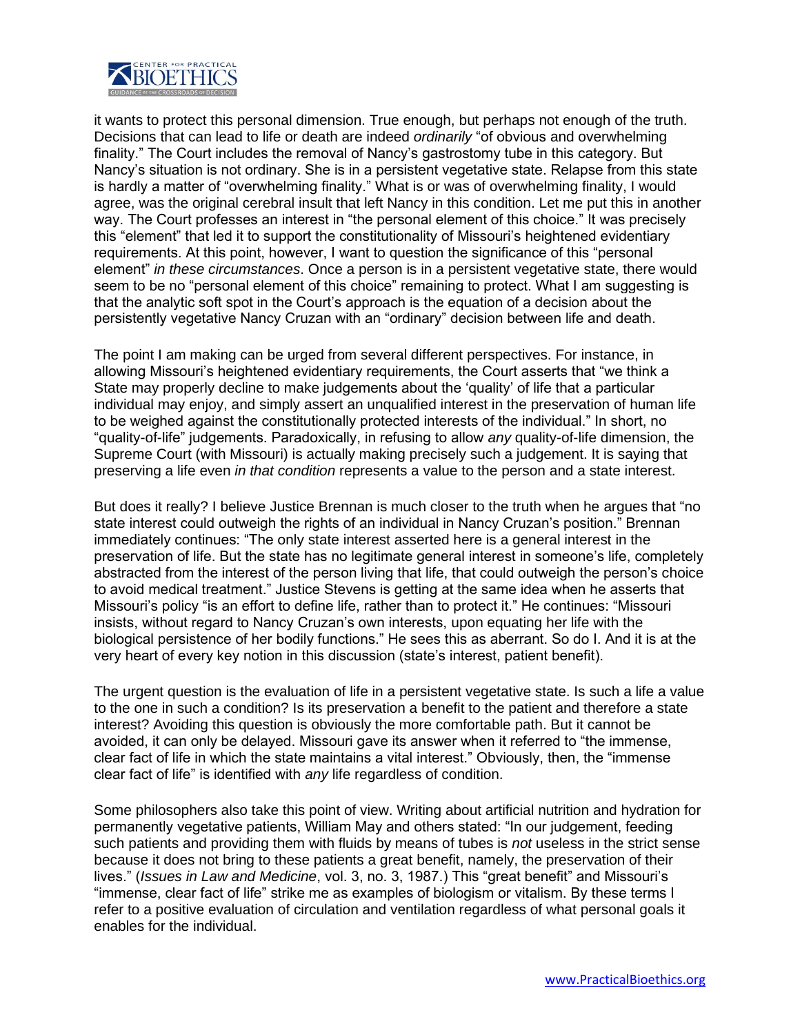it wants to protect this personal dimension. True enough, but perhaps not enough of the truth. Decisions that can lead to life or death are indeed *ordinarily* "of obvious and overwhelming finality." The Court includes the removal of Nancy's gastrostomy tube in this category. But Nancy's situation is not ordinary. She is in a persistent vegetative state. Relapse from this state is hardly a matter of "overwhelming finality." What is or was of overwhelming finality, I would agree, was the original cerebral insult that left Nancy in this condition. Let me put this in another way. The Court professes an interest in "the personal element of this choice." It was precisely this "element" that led it to support the constitutionality of Missouri's heightened evidentiary requirements. At this point, however, I want to question the significance of this "personal element" *in these circumstances*. Once a person is in a persistent vegetative state, there would seem to be no "personal element of this choice" remaining to protect. What I am suggesting is that the analytic soft spot in the Court's approach is the equation of a decision about the persistently vegetative Nancy Cruzan with an "ordinary" decision between life and death.

The point I am making can be urged from several different perspectives. For instance, in allowing Missouri's heightened evidentiary requirements, the Court asserts that "we think a State may properly decline to make judgements about the 'quality' of life that a particular individual may enjoy, and simply assert an unqualified interest in the preservation of human life to be weighed against the constitutionally protected interests of the individual." In short, no "quality-of-life" judgements. Paradoxically, in refusing to allow *any* quality-of-life dimension, the Supreme Court (with Missouri) is actually making precisely such a judgement. It is saying that preserving a life even *in that condition* represents a value to the person and a state interest.

But does it really? I believe Justice Brennan is much closer to the truth when he argues that "no state interest could outweigh the rights of an individual in Nancy Cruzan's position." Brennan immediately continues: "The only state interest asserted here is a general interest in the preservation of life. But the state has no legitimate general interest in someone's life, completely abstracted from the interest of the person living that life, that could outweigh the person's choice to avoid medical treatment." Justice Stevens is getting at the same idea when he asserts that Missouri's policy "is an effort to define life, rather than to protect it." He continues: "Missouri insists, without regard to Nancy Cruzan's own interests, upon equating her life with the biological persistence of her bodily functions." He sees this as aberrant. So do I. And it is at the very heart of every key notion in this discussion (state's interest, patient benefit).

The urgent question is the evaluation of life in a persistent vegetative state. Is such a life a value to the one in such a condition? Is its preservation a benefit to the patient and therefore a state interest? Avoiding this question is obviously the more comfortable path. But it cannot be avoided, it can only be delayed. Missouri gave its answer when it referred to "the immense, clear fact of life in which the state maintains a vital interest." Obviously, then, the "immense clear fact of life" is identified with *any* life regardless of condition.

Some philosophers also take this point of view. Writing about artificial nutrition and hydration for permanently vegetative patients, William May and others stated: "In our judgement, feeding such patients and providing them with fluids by means of tubes is *not* useless in the strict sense because it does not bring to these patients a great benefit, namely, the preservation of their lives." (*Issues in Law and Medicine*, vol. 3, no. 3, 1987.) This "great benefit" and Missouri's "immense, clear fact of life" strike me as examples of biologism or vitalism. By these terms I refer to a positive evaluation of circulation and ventilation regardless of what personal goals it enables for the individual.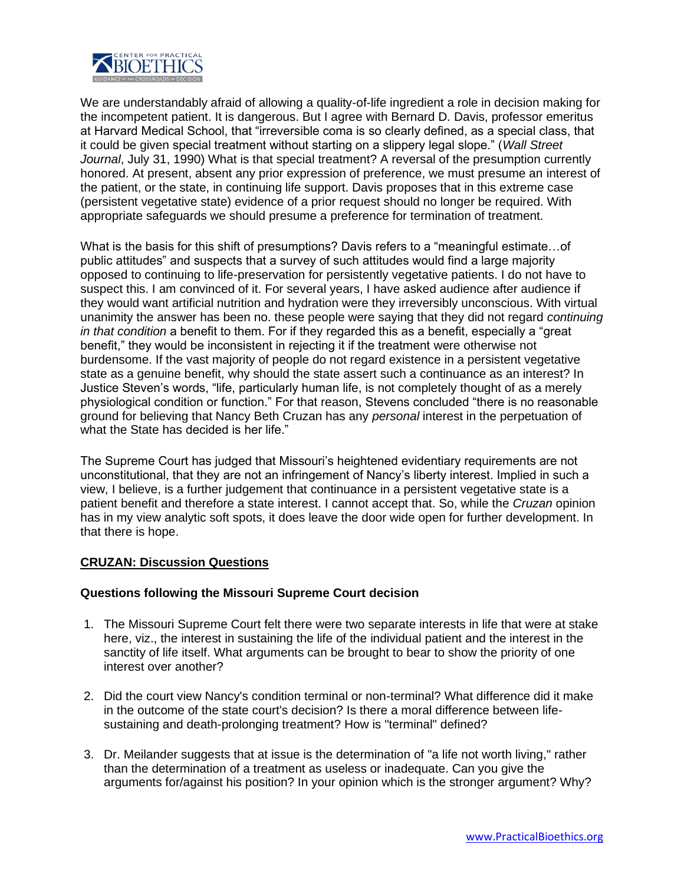We are understandably afraid of allowing a quality-of-life ingredient a role in decision making for the incompetent patient. It is dangerous. But I agree with Bernard D. Davis, professor emeritus at Harvard Medical School, that "irreversible coma is so clearly defined, as a special class, that it could be given special treatment without starting on a slippery legal slope." (*Wall Street Journal*, July 31, 1990) What is that special treatment? A reversal of the presumption currently honored. At present, absent any prior expression of preference, we must presume an interest of the patient, or the state, in continuing life support. Davis proposes that in this extreme case (persistent vegetative state) evidence of a prior request should no longer be required. With appropriate safeguards we should presume a preference for termination of treatment.

What is the basis for this shift of presumptions? Davis refers to a "meaningful estimate…of public attitudes" and suspects that a survey of such attitudes would find a large majority opposed to continuing to life-preservation for persistently vegetative patients. I do not have to suspect this. I am convinced of it. For several years, I have asked audience after audience if they would want artificial nutrition and hydration were they irreversibly unconscious. With virtual unanimity the answer has been no. these people were saying that they did not regard *continuing in that condition* a benefit to them. For if they regarded this as a benefit, especially a "great benefit," they would be inconsistent in rejecting it if the treatment were otherwise not burdensome. If the vast majority of people do not regard existence in a persistent vegetative state as a genuine benefit, why should the state assert such a continuance as an interest? In Justice Steven's words, "life, particularly human life, is not completely thought of as a merely physiological condition or function." For that reason, Stevens concluded "there is no reasonable ground for believing that Nancy Beth Cruzan has any *personal* interest in the perpetuation of what the State has decided is her life."

The Supreme Court has judged that Missouri's heightened evidentiary requirements are not unconstitutional, that they are not an infringement of Nancy's liberty interest. Implied in such a view, I believe, is a further judgement that continuance in a persistent vegetative state is a patient benefit and therefore a state interest. I cannot accept that. So, while the *Cruzan* opinion has in my view analytic soft spots, it does leave the door wide open for further development. In that there is hope.

## CRUZAN: Discussion Questions

### Questions following the Missouri Supreme Court decision

1. The Missouri Supreme Court felt there were two separate interests in life that were at stake here, viz., the interest in sustaining the life of the individual patient and the interest in the sanctity of life itself. What arguments can be brought to bear to show the priority of one interest over another?

2. Did the court view Nancy's condition terminal or non-terminal? What difference did it make in the outcome of the state court's decision? Is there a moral difference between life-sustaining and death-prolonging treatment? How is "terminal" defined?

3. Dr. Meilander suggests that at issue is the determination of "a life not worth living," rather than the determination of a treatment as useless or inadequate. Can you give the arguments for/against his position? In your opinion which is the stronger argument? Why?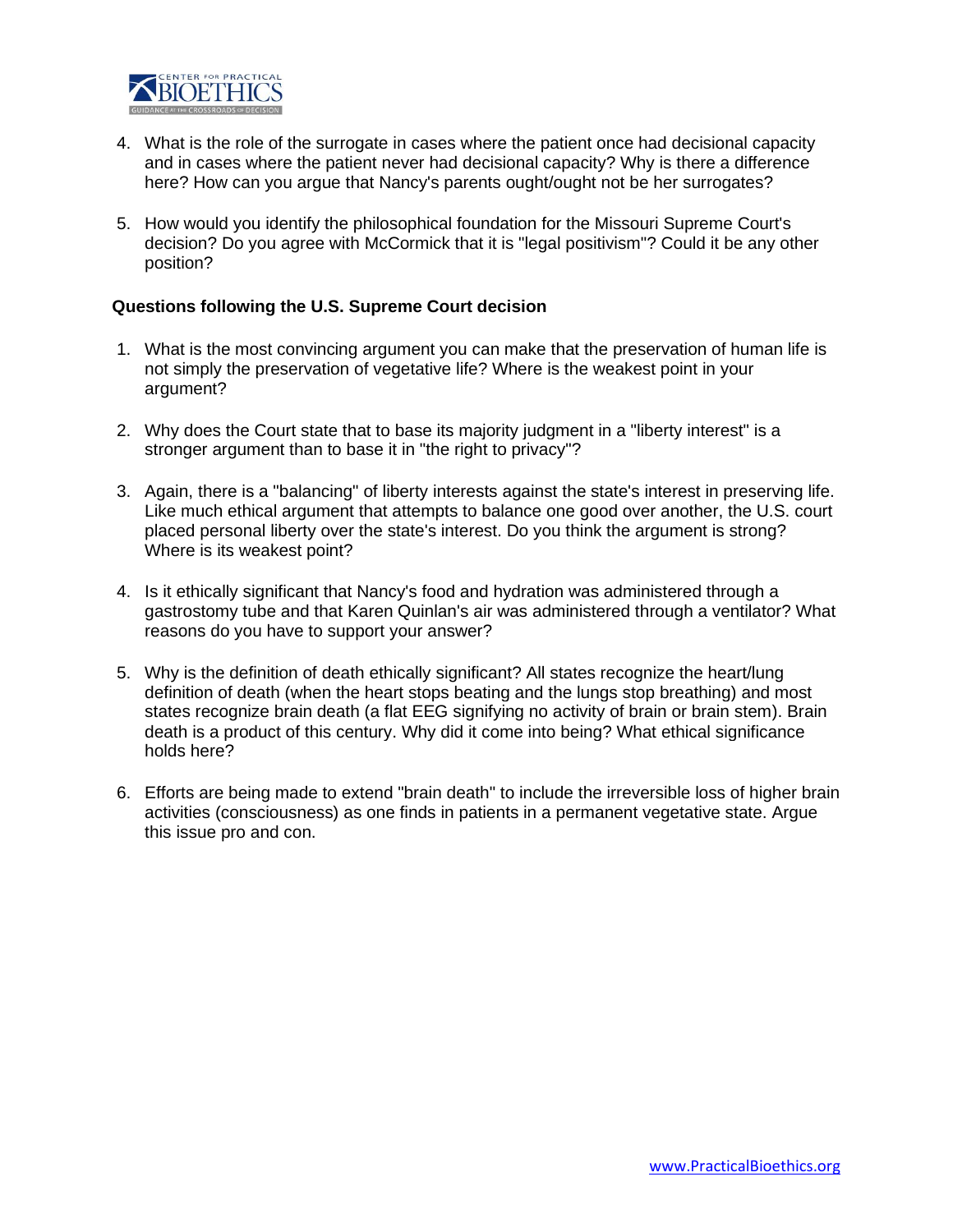4. What is the role of the surrogate in cases where the patient once had decisional capacity and in cases where the patient never had decisional capacity? Why is there a difference here? How can you argue that Nancy's parents ought/ought not be her surrogates?

5. How would you identify the philosophical foundation for the Missouri Supreme Court's decision? Do you agree with McCormick that it is "legal positivism"? Could it be any other position?

**Questions following the U.S. Supreme Court decision**

1. What is the most convincing argument you can make that the preservation of human life is not simply the preservation of vegetative life? Where is the weakest point in your argument?

2. Why does the Court state that to base its majority judgment in a "liberty interest" is a stronger argument than to base it in "the right to privacy"?

3. Again, there is a "balancing" of liberty interests against the state's interest in preserving life. Like much ethical argument that attempts to balance one good over another, the U.S. court placed personal liberty over the state's interest. Do you think the argument is strong? Where is its weakest point?

4. Is it ethically significant that Nancy's food and hydration was administered through a gastrostomy tube and that Karen Quinlan's air was administered through a ventilator? What reasons do you have to support your answer?

5. Why is the definition of death ethically significant? All states recognize the heart/lung definition of death (when the heart stops beating and the lungs stop breathing) and most states recognize brain death (a flat EEG signifying no activity of brain or brain stem). Brain death is a product of this century. Why did it come into being? What ethical significance holds here?

6. Efforts are being made to extend "brain death" to include the irreversible loss of higher brain activities (consciousness) as one finds in patients in a permanent vegetative state. Argue this issue pro and con.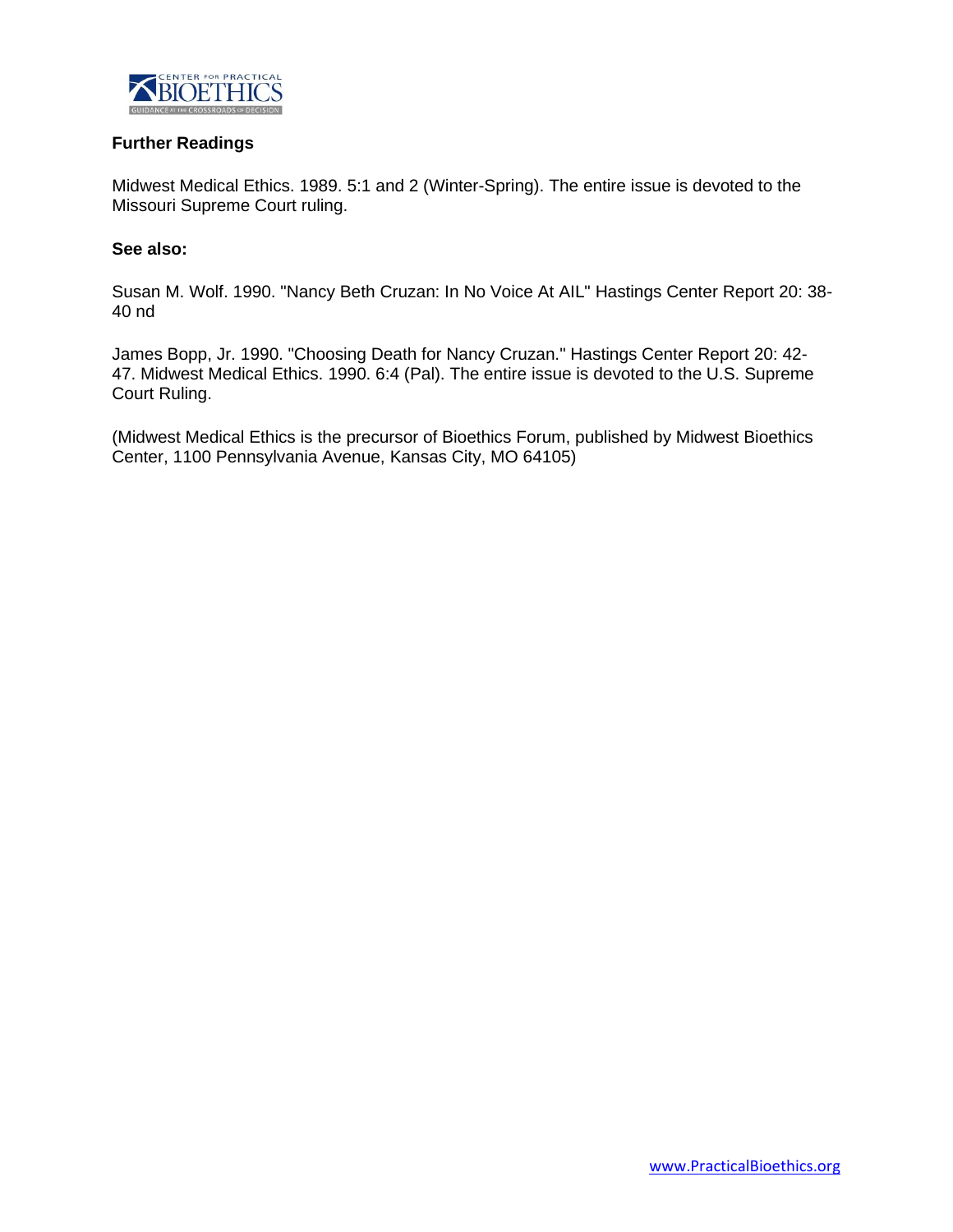**Further Readings**

Midwest Medical Ethics. 1989. 5:1 and 2 (Winter-Spring). The entire issue is devoted to the Missouri Supreme Court ruling.

**See also:**

Susan M. Wolf. 1990. "Nancy Beth Cruzan: In No Voice At AIL" Hastings Center Report 20: 38-40 nd

James Bopp, Jr. 1990. "Choosing Death for Nancy Cruzan." Hastings Center Report 20: 42-47. Midwest Medical Ethics. 1990. 6:4 (Pal). The entire issue is devoted to the U.S. Supreme Court Ruling.

(Midwest Medical Ethics is the precursor of Bioethics Forum, published by Midwest Bioethics Center, 1100 Pennsylvania Avenue, Kansas City, MO 64105)